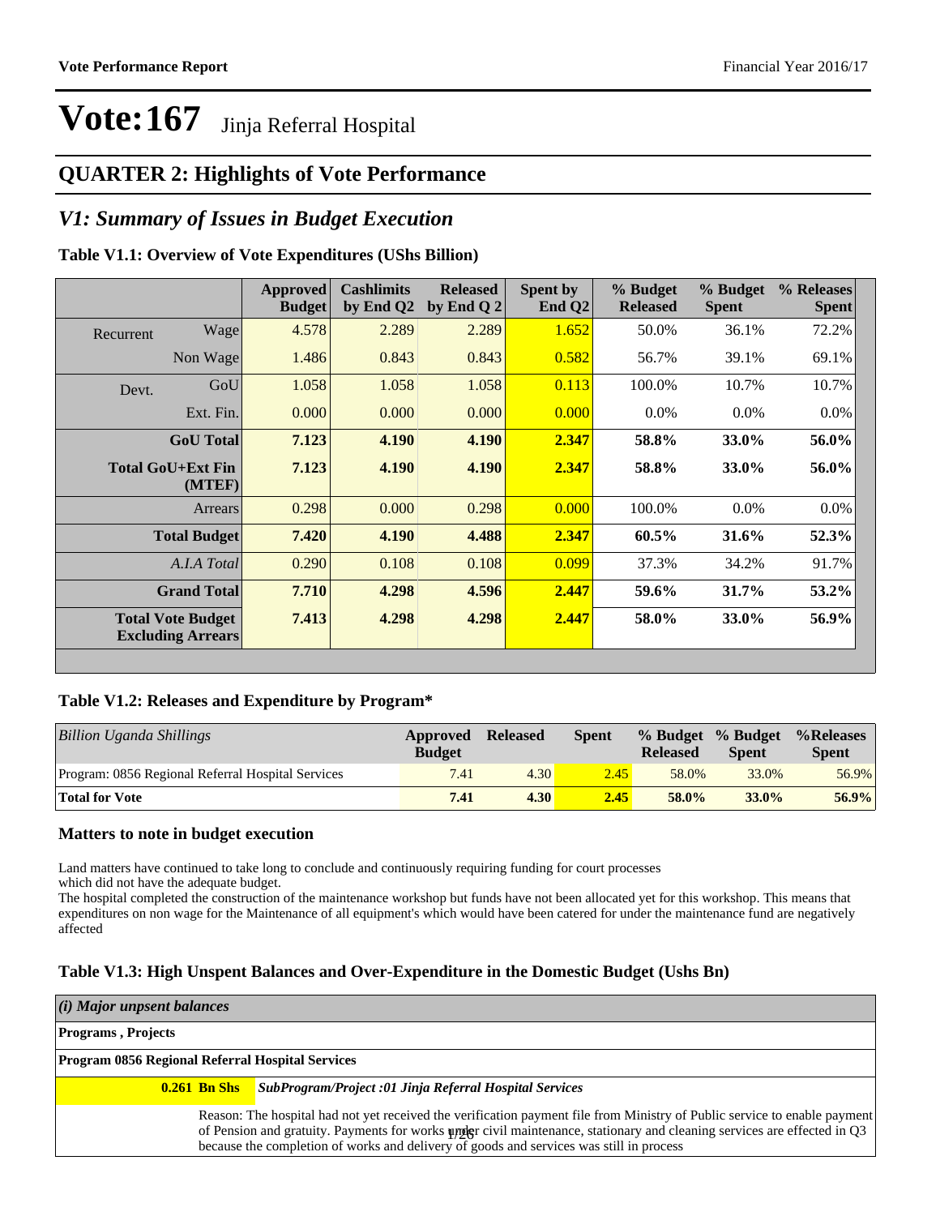# Vote:167 Jinja Referral Hospital

## QUARTER 2: Highlights of Vote Performance

## *V1: Summary of Issues in Budget Execution*

**Table V1.1: Overview of Vote Expenditures (UShs Billion)**

| | | Approved Budget | Cashlimits by End Q2 | Released by End Q 2 | Spent by End Q2 | % Budget Released | % Budget Spent | % Releases Spent |
|---|---|---|---|---|---|---|---|---|
| Recurrent | Wage | 4.578 | 2.289 | 2.289 | 1.652 | 50.0% | 36.1% | 72.2% |
| | Non Wage | 1.486 | 0.843 | 0.843 | 0.582 | 56.7% | 39.1% | 69.1% |
| Devt. | GoU | 1.058 | 1.058 | 1.058 | 0.113 | 100.0% | 10.7% | 10.7% |
| | Ext. Fin. | 0.000 | 0.000 | 0.000 | 0.000 | 0.0% | 0.0% | 0.0% |
| | **GoU Total** | **7.123** | **4.190** | **4.190** | **2.347** | **58.8%** | **33.0%** | **56.0%** |
| | **Total GoU+Ext Fin (MTEF)** | **7.123** | **4.190** | **4.190** | **2.347** | **58.8%** | **33.0%** | **56.0%** |
| | Arrears | 0.298 | 0.000 | 0.298 | 0.000 | 100.0% | 0.0% | 0.0% |
| | **Total Budget** | **7.420** | **4.190** | **4.488** | **2.347** | **60.5%** | **31.6%** | **52.3%** |
| | *A.I.A Total* | 0.290 | 0.108 | 0.108 | 0.099 | 37.3% | 34.2% | 91.7% |
| | **Grand Total** | **7.710** | **4.298** | **4.596** | **2.447** | **59.6%** | **31.7%** | **53.2%** |
| | **Total Vote Budget Excluding Arrears** | **7.413** | **4.298** | **4.298** | **2.447** | **58.0%** | **33.0%** | **56.9%** |

**Table V1.2: Releases and Expenditure by Program***

| *Billion Uganda Shillings* | Approved Budget | Released | Spent | % Budget Released | % Budget Spent | %Releases Spent |
|---|---|---|---|---|---|---|
| Program: 0856 Regional Referral Hospital Services | 7.41 | 4.30 | 2.45 | 58.0% | 33.0% | 56.9% |
| **Total for Vote** | **7.41** | **4.30** | **2.45** | **58.0%** | **33.0%** | **56.9%** |

### Matters to note in budget execution

Land matters have continued to take long to conclude and continuously requiring funding for court processes which did not have the adequate budget.

The hospital completed the construction of the maintenance workshop but funds have not been allocated yet for this workshop. This means that expenditures on non wage for the Maintenance of all equipment's which would have been catered for under the maintenance fund are negatively affected

**Table V1.3: High Unspent Balances and Over-Expenditure in the Domestic Budget (Ushs Bn)**

| *(i) Major unpsent balances* | |
|---|---|
| **Programs , Projects** | |
| **Program 0856 Regional Referral Hospital Services** | |
| **0.261 Bn Shs** | ***SubProgram/Project :01 Jinja Referral Hospital Services*** |
| | Reason: The hospital had not yet received the verification payment file from Ministry of Public service to enable payment of Pension and gratuity. Payments for works under civil maintenance, stationary and cleaning services are effected in Q3 because the completion of works and delivery of goods and services was still in process |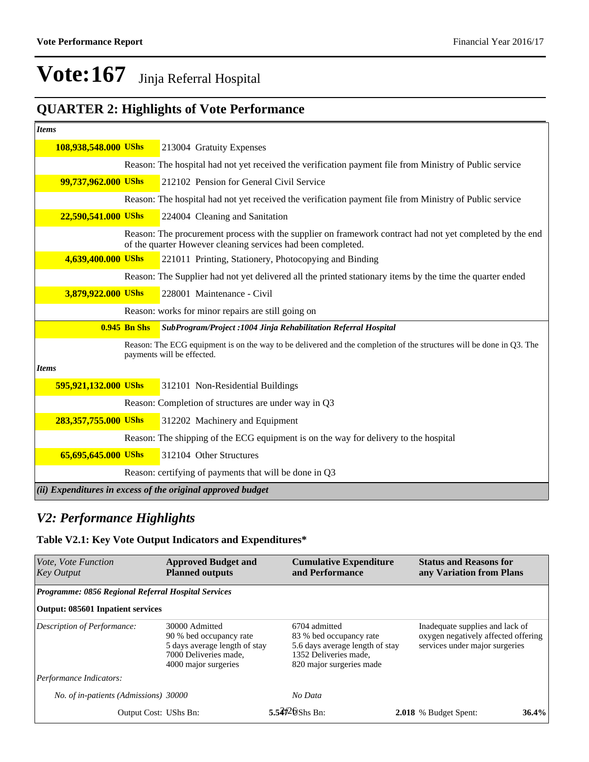# Vote:167 Jinja Referral Hospital

## QUARTER 2: Highlights of Vote Performance

| | |
|---|---|
| ***Items*** | |
| **108,938,548.000 UShs** | 213004 Gratuity Expenses |
| | Reason: The hospital had not yet received the verification payment file from Ministry of Public service |
| **99,737,962.000 UShs** | 212102 Pension for General Civil Service |
| | Reason: The hospital had not yet received the verification payment file from Ministry of Public service |
| **22,590,541.000 UShs** | 224004 Cleaning and Sanitation |
| | Reason: The procurement process with the supplier on framework contract had not yet completed by the end of the quarter However cleaning services had been completed. |
| **4,639,400.000 UShs** | 221011 Printing, Stationery, Photocopying and Binding |
| | Reason: The Supplier had not yet delivered all the printed stationary items by the time the quarter ended |
| **3,879,922.000 UShs** | 228001 Maintenance - Civil |
| | Reason: works for minor repairs are still going on |
| **0.945 Bn Shs** | ***SubProgram/Project :1004 Jinja Rehabilitation Referral Hospital*** |
| | Reason: The ECG equipment is on the way to be delivered and the completion of the structures will be done in Q3. The payments will be effected. |
| ***Items*** | |
| **595,921,132.000 UShs** | 312101 Non-Residential Buildings |
| | Reason: Completion of structures are under way in Q3 |
| **283,357,755.000 UShs** | 312202 Machinery and Equipment |
| | Reason: The shipping of the ECG equipment is on the way for delivery to the hospital |
| **65,695,645.000 UShs** | 312104 Other Structures |
| | Reason: certifying of payments that will be done in Q3 |

***(ii) Expenditures in excess of the original approved budget***

## *V2: Performance Highlights*

### Table V2.1: Key Vote Output Indicators and Expenditures*

| *Vote, Vote Function Key Output* | **Approved Budget and Planned outputs** | **Cumulative Expenditure and Performance** | **Status and Reasons for any Variation from Plans** |
|---|---|---|---|
| ***Programme: 0856 Regional Referral Hospital Services*** | | | |
| **Output: 085601 Inpatient services** | | | |
| *Description of Performance:* | 30000 Admitted<br>90 % bed occupancy rate<br>5 days average length of stay<br>7000 Deliveries made,<br>4000 major surgeries | 6704 admitted<br>83 % bed occupancy rate<br>5.6 days average length of stay<br>1352 Deliveries made,<br>820 major surgeries made | Inadequate supplies and lack of oxygen negatively affected offering services under major surgeries |
| *Performance Indicators:* | | | |
| *No. of in-patients (Admissions)* | *30000* | *No Data* | |
| Output Cost: UShs Bn: | **5.547** | UShs Bn: **2.018** | % Budget Spent: **36.4%** |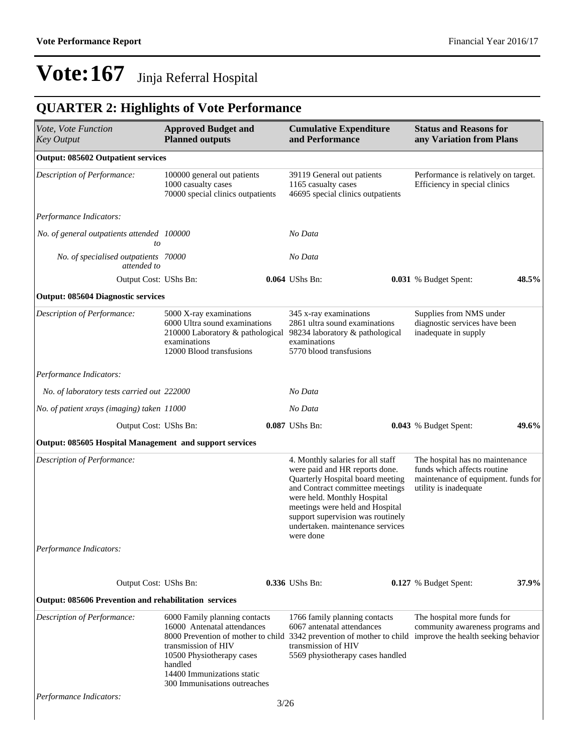# Vote:167 Jinja Referral Hospital

## QUARTER 2: Highlights of Vote Performance

| *Vote, Vote Function Key Output* | **Approved Budget and Planned outputs** | **Cumulative Expenditure and Performance** | **Status and Reasons for any Variation from Plans** |
|---|---|---|---|
| **Output: 085602 Outpatient services** | | | |
| *Description of Performance:* | 100000 general out patients<br>1000 casualty cases<br>70000 special clinics outpatients | 39119 General out patients<br>1165 casualty cases<br>46695 special clinics outpatients | Performance is relatively on target. Efficiency in special clinics |
| *Performance Indicators:* | | | |
| *No. of general outpatients attended to* | *100000* | *No Data* | |
| *No. of specialised outpatients attended to* | *70000* | *No Data* | |
| Output Cost: UShs Bn: | **0.064** | UShs Bn: **0.031** | % Budget Spent: **48.5%** |
| **Output: 085604 Diagnostic services** | | | |
| *Description of Performance:* | 5000 X-ray examinations<br>6000 Ultra sound examinations<br>210000 Laboratory & pathological examinations<br>12000 Blood transfusions | 345 x-ray examinations<br>2861 ultra sound examinations<br>98234 laboratory & pathological examinations<br>5770 blood transfusions | Supplies from NMS under diagnostic services have been inadequate in supply |
| *Performance Indicators:* | | | |
| *No. of laboratory tests carried out* | *222000* | *No Data* | |
| *No. of patient xrays (imaging) taken* | *11000* | *No Data* | |
| Output Cost: UShs Bn: | **0.087** | UShs Bn: **0.043** | % Budget Spent: **49.6%** |
| **Output: 085605 Hospital Management and support services** | | | |
| *Description of Performance:* | | 4. Monthly salaries for all staff were paid and HR reports done. Quarterly Hospital board meeting and Contract committee meetings were held. Monthly Hospital meetings were held and Hospital support supervision was routinely undertaken. maintenance services were done | The hospital has no maintenance funds which affects routine maintenance of equipment. funds for utility is inadequate |
| *Performance Indicators:* | | | |
| Output Cost: UShs Bn: | **0.336** | UShs Bn: **0.127** | % Budget Spent: **37.9%** |
| **Output: 085606 Prevention and rehabilitation services** | | | |
| *Description of Performance:* | 6000 Family planning contacts<br>16000 Antenatal attendances<br>8000 Prevention of mother to child transmission of HIV<br>10500 Physiotherapy cases handled<br>14400 Immunizations static<br>300 Immunisations outreaches | 1766 family planning contacts<br>6067 antenatal attendances<br>3342 prevention of mother to child transmission of HIV<br>5569 physiotherapy cases handled | The hospital more funds for community awareness programs and improve the health seeking behavior |
| *Performance Indicators:* | | | |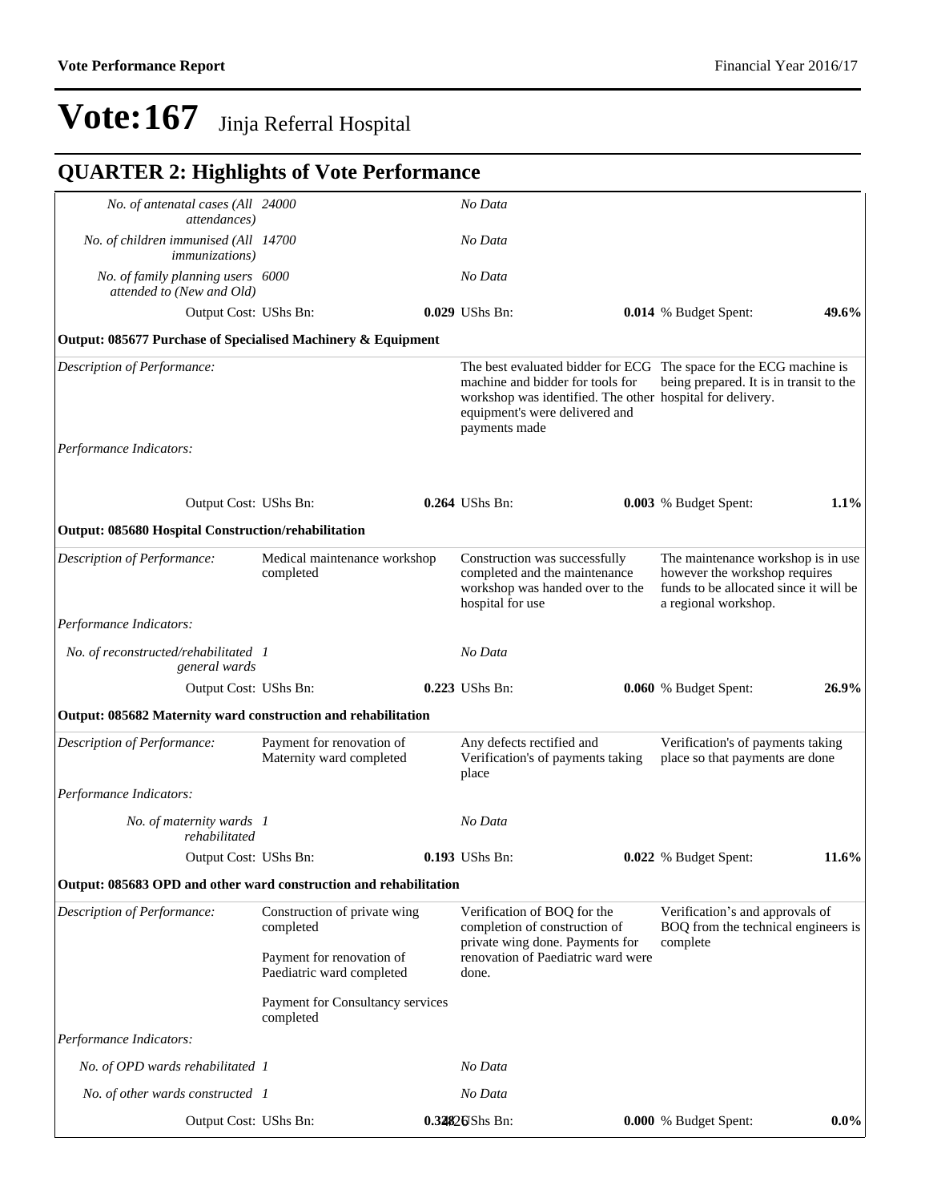# Vote:167 Jinja Referral Hospital

## QUARTER 2: Highlights of Vote Performance

| | | | |
|---|---|---|---|
| *No. of antenatal cases (All attendances)* | *24000* | *No Data* | |
| *No. of children immunised (All immunizations)* | *14700* | *No Data* | |
| *No. of family planning users attended to (New and Old)* | *6000* | *No Data* | |
| Output Cost: UShs Bn: | **0.029** | UShs Bn: **0.014** | % Budget Spent: **49.6%** |

**Output: 085677 Purchase of Specialised Machinery & Equipment**

| | | | |
|---|---|---|---|
| *Description of Performance:* | | The best evaluated bidder for ECG machine and bidder for tools for workshop was identified. The other equipment's were delivered and payments made | The space for the ECG machine is being prepared. It is in transit to the hospital for delivery. |
| *Performance Indicators:* | | | |
| Output Cost: UShs Bn: | **0.264** | UShs Bn: **0.003** | % Budget Spent: **1.1%** |

**Output: 085680 Hospital Construction/rehabilitation**

| | | | |
|---|---|---|---|
| *Description of Performance:* | Medical maintenance workshop completed | Construction was successfully completed and the maintenance workshop was handed over to the hospital for use | The maintenance workshop is in use however the workshop requires funds to be allocated since it will be a regional workshop. |
| *Performance Indicators:* | | | |
| *No. of reconstructed/rehabilitated general wards* | *1* | *No Data* | |
| Output Cost: UShs Bn: | **0.223** | UShs Bn: **0.060** | % Budget Spent: **26.9%** |

**Output: 085682 Maternity ward construction and rehabilitation**

| | | | |
|---|---|---|---|
| *Description of Performance:* | Payment for renovation of Maternity ward completed | Any defects rectified and Verification's of payments taking place | Verification's of payments taking place so that payments are done |
| *Performance Indicators:* | | | |
| *No. of maternity wards rehabilitated* | *1* | *No Data* | |
| Output Cost: UShs Bn: | **0.193** | UShs Bn: **0.022** | % Budget Spent: **11.6%** |

**Output: 085683 OPD and other ward construction and rehabilitation**

| | | | |
|---|---|---|---|
| *Description of Performance:* | Construction of private wing completed<br><br>Payment for renovation of Paediatric ward completed<br><br>Payment for Consultancy services completed | Verification of BOQ for the completion of construction of private wing done. Payments for renovation of Paediatric ward were done. | Verification's and approvals of BOQ from the technical engineers is complete |
| *Performance Indicators:* | | | |
| *No. of OPD wards rehabilitated* | *1* | *No Data* | |
| *No. of other wards constructed* | *1* | *No Data* | |
| Output Cost: UShs Bn: | **0.328** | UShs Bn: **0.000** | % Budget Spent: **0.0%** |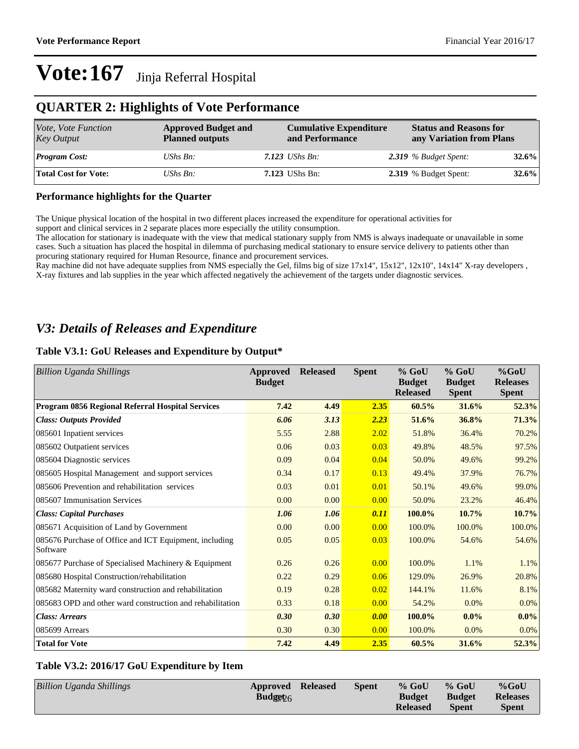# Vote:167 Jinja Referral Hospital

## QUARTER 2: Highlights of Vote Performance

| *Vote, Vote Function Key Output* | **Approved Budget and Planned outputs** | | **Cumulative Expenditure and Performance** | | **Status and Reasons for any Variation from Plans** | |
|---|---|---|---|---|---|---|
| ***Program Cost:*** | *UShs Bn:* | ***7.123*** | *UShs Bn:* | ***2.319*** | *% Budget Spent:* | **32.6%** |
| **Total Cost for Vote:** | *UShs Bn:* | **7.123** | UShs Bn: | **2.319** | % Budget Spent: | **32.6%** |

### Performance highlights for the Quarter

The Unique physical location of the hospital in two different places increased the expenditure for operational activities for support and clinical services in 2 separate places more especially the utility consumption.
The allocation for stationary is inadequate with the view that medical stationary supply from NMS is always inadequate or unavailable in some cases. Such a situation has placed the hospital in dilemma of purchasing medical stationary to ensure service delivery to patients other than procuring stationary required for Human Resource, finance and procurement services.
Ray machine did not have adequate supplies from NMS especially the Gel, films big of size 17x14", 15x12", 12x10", 14x14" X-ray developers , X-ray fixtures and lab supplies in the year which affected negatively the achievement of the targets under diagnostic services.

## *V3: Details of Releases and Expenditure*

### Table V3.1: GoU Releases and Expenditure by Output*

| *Billion Uganda Shillings* | Approved Budget | Released | Spent | % GoU Budget Released | % GoU Budget Spent | %GoU Releases Spent |
|---|---|---|---|---|---|---|
| **Program 0856 Regional Referral Hospital Services** | **7.42** | **4.49** | **2.35** | **60.5%** | **31.6%** | **52.3%** |
| ***Class: Outputs Provided*** | ***6.06*** | ***3.13*** | ***2.23*** | **51.6%** | **36.8%** | **71.3%** |
| 085601 Inpatient services | 5.55 | 2.88 | 2.02 | 51.8% | 36.4% | 70.2% |
| 085602 Outpatient services | 0.06 | 0.03 | 0.03 | 49.8% | 48.5% | 97.5% |
| 085604 Diagnostic services | 0.09 | 0.04 | 0.04 | 50.0% | 49.6% | 99.2% |
| 085605 Hospital Management and support services | 0.34 | 0.17 | 0.13 | 49.4% | 37.9% | 76.7% |
| 085606 Prevention and rehabilitation services | 0.03 | 0.01 | 0.01 | 50.1% | 49.6% | 99.0% |
| 085607 Immunisation Services | 0.00 | 0.00 | 0.00 | 50.0% | 23.2% | 46.4% |
| ***Class: Capital Purchases*** | ***1.06*** | ***1.06*** | ***0.11*** | **100.0%** | **10.7%** | **10.7%** |
| 085671 Acquisition of Land by Government | 0.00 | 0.00 | 0.00 | 100.0% | 100.0% | 100.0% |
| 085676 Purchase of Office and ICT Equipment, including Software | 0.05 | 0.05 | 0.03 | 100.0% | 54.6% | 54.6% |
| 085677 Purchase of Specialised Machinery & Equipment | 0.26 | 0.26 | 0.00 | 100.0% | 1.1% | 1.1% |
| 085680 Hospital Construction/rehabilitation | 0.22 | 0.29 | 0.06 | 129.0% | 26.9% | 20.8% |
| 085682 Maternity ward construction and rehabilitation | 0.19 | 0.28 | 0.02 | 144.1% | 11.6% | 8.1% |
| 085683 OPD and other ward construction and rehabilitation | 0.33 | 0.18 | 0.00 | 54.2% | 0.0% | 0.0% |
| ***Class: Arrears*** | ***0.30*** | ***0.30*** | ***0.00*** | **100.0%** | **0.0%** | **0.0%** |
| 085699 Arrears | 0.30 | 0.30 | 0.00 | 100.0% | 0.0% | 0.0% |
| **Total for Vote** | **7.42** | **4.49** | **2.35** | **60.5%** | **31.6%** | **52.3%** |

### Table V3.2: 2016/17 GoU Expenditure by Item

| *Billion Uganda Shillings* | Approved Budget | Released | Spent | % GoU Budget Released | % GoU Budget Spent | %GoU Releases Spent |
|---|---|---|---|---|---|---|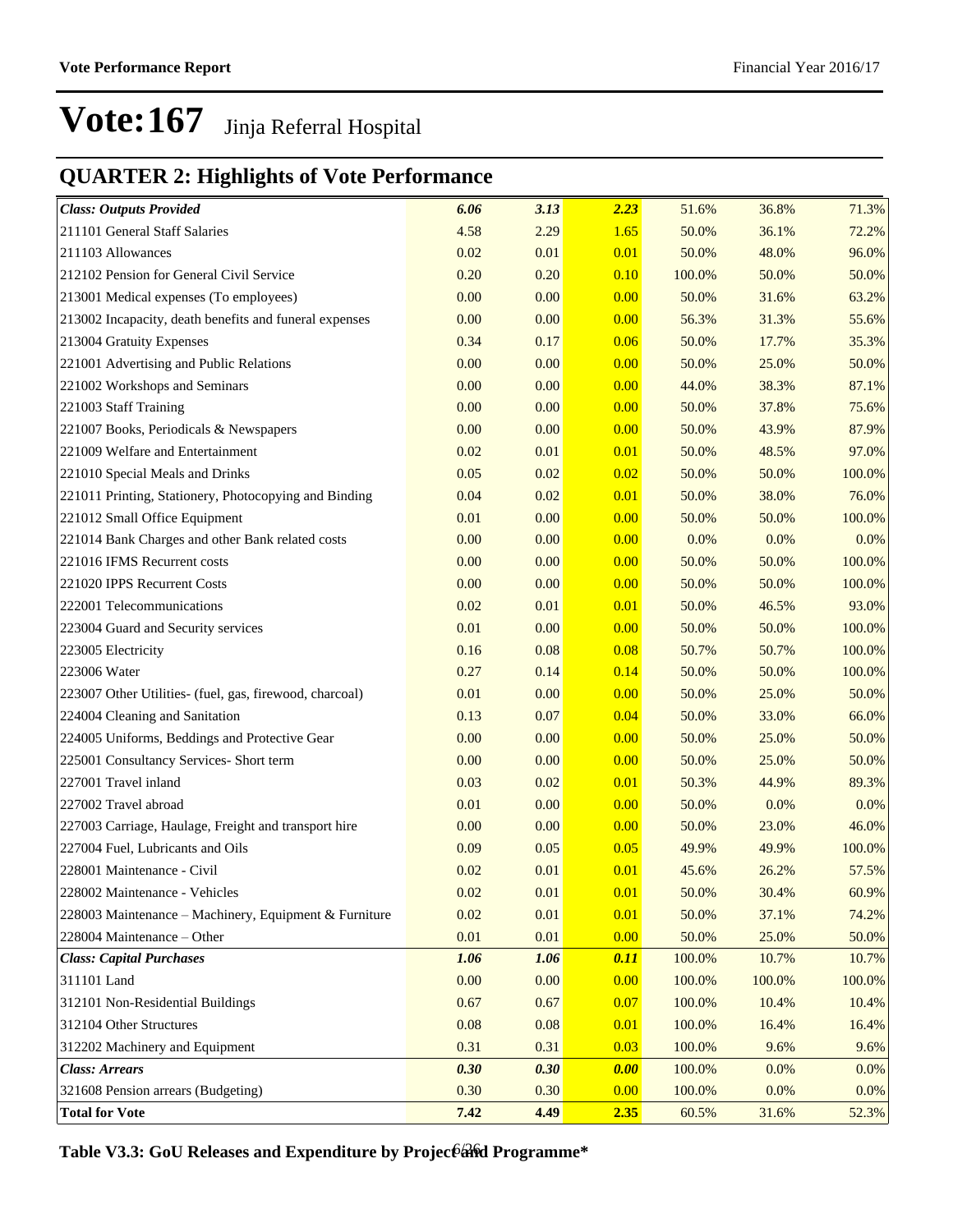# Vote:167 Jinja Referral Hospital

## QUARTER 2: Highlights of Vote Performance

| | | | | | | |
|---|---|---|---|---|---|---|
| ***Class: Outputs Provided*** | ***6.06*** | ***3.13*** | ***2.23*** | 51.6% | 36.8% | 71.3% |
| 211101 General Staff Salaries | 4.58 | 2.29 | 1.65 | 50.0% | 36.1% | 72.2% |
| 211103 Allowances | 0.02 | 0.01 | 0.01 | 50.0% | 48.0% | 96.0% |
| 212102 Pension for General Civil Service | 0.20 | 0.20 | 0.10 | 100.0% | 50.0% | 50.0% |
| 213001 Medical expenses (To employees) | 0.00 | 0.00 | 0.00 | 50.0% | 31.6% | 63.2% |
| 213002 Incapacity, death benefits and funeral expenses | 0.00 | 0.00 | 0.00 | 56.3% | 31.3% | 55.6% |
| 213004 Gratuity Expenses | 0.34 | 0.17 | 0.06 | 50.0% | 17.7% | 35.3% |
| 221001 Advertising and Public Relations | 0.00 | 0.00 | 0.00 | 50.0% | 25.0% | 50.0% |
| 221002 Workshops and Seminars | 0.00 | 0.00 | 0.00 | 44.0% | 38.3% | 87.1% |
| 221003 Staff Training | 0.00 | 0.00 | 0.00 | 50.0% | 37.8% | 75.6% |
| 221007 Books, Periodicals & Newspapers | 0.00 | 0.00 | 0.00 | 50.0% | 43.9% | 87.9% |
| 221009 Welfare and Entertainment | 0.02 | 0.01 | 0.01 | 50.0% | 48.5% | 97.0% |
| 221010 Special Meals and Drinks | 0.05 | 0.02 | 0.02 | 50.0% | 50.0% | 100.0% |
| 221011 Printing, Stationery, Photocopying and Binding | 0.04 | 0.02 | 0.01 | 50.0% | 38.0% | 76.0% |
| 221012 Small Office Equipment | 0.01 | 0.00 | 0.00 | 50.0% | 50.0% | 100.0% |
| 221014 Bank Charges and other Bank related costs | 0.00 | 0.00 | 0.00 | 0.0% | 0.0% | 0.0% |
| 221016 IFMS Recurrent costs | 0.00 | 0.00 | 0.00 | 50.0% | 50.0% | 100.0% |
| 221020 IPPS Recurrent Costs | 0.00 | 0.00 | 0.00 | 50.0% | 50.0% | 100.0% |
| 222001 Telecommunications | 0.02 | 0.01 | 0.01 | 50.0% | 46.5% | 93.0% |
| 223004 Guard and Security services | 0.01 | 0.00 | 0.00 | 50.0% | 50.0% | 100.0% |
| 223005 Electricity | 0.16 | 0.08 | 0.08 | 50.7% | 50.7% | 100.0% |
| 223006 Water | 0.27 | 0.14 | 0.14 | 50.0% | 50.0% | 100.0% |
| 223007 Other Utilities- (fuel, gas, firewood, charcoal) | 0.01 | 0.00 | 0.00 | 50.0% | 25.0% | 50.0% |
| 224004 Cleaning and Sanitation | 0.13 | 0.07 | 0.04 | 50.0% | 33.0% | 66.0% |
| 224005 Uniforms, Beddings and Protective Gear | 0.00 | 0.00 | 0.00 | 50.0% | 25.0% | 50.0% |
| 225001 Consultancy Services- Short term | 0.00 | 0.00 | 0.00 | 50.0% | 25.0% | 50.0% |
| 227001 Travel inland | 0.03 | 0.02 | 0.01 | 50.3% | 44.9% | 89.3% |
| 227002 Travel abroad | 0.01 | 0.00 | 0.00 | 50.0% | 0.0% | 0.0% |
| 227003 Carriage, Haulage, Freight and transport hire | 0.00 | 0.00 | 0.00 | 50.0% | 23.0% | 46.0% |
| 227004 Fuel, Lubricants and Oils | 0.09 | 0.05 | 0.05 | 49.9% | 49.9% | 100.0% |
| 228001 Maintenance - Civil | 0.02 | 0.01 | 0.01 | 45.6% | 26.2% | 57.5% |
| 228002 Maintenance - Vehicles | 0.02 | 0.01 | 0.01 | 50.0% | 30.4% | 60.9% |
| 228003 Maintenance – Machinery, Equipment & Furniture | 0.02 | 0.01 | 0.01 | 50.0% | 37.1% | 74.2% |
| 228004 Maintenance – Other | 0.01 | 0.01 | 0.00 | 50.0% | 25.0% | 50.0% |
| ***Class: Capital Purchases*** | ***1.06*** | ***1.06*** | ***0.11*** | 100.0% | 10.7% | 10.7% |
| 311101 Land | 0.00 | 0.00 | 0.00 | 100.0% | 100.0% | 100.0% |
| 312101 Non-Residential Buildings | 0.67 | 0.67 | 0.07 | 100.0% | 10.4% | 10.4% |
| 312104 Other Structures | 0.08 | 0.08 | 0.01 | 100.0% | 16.4% | 16.4% |
| 312202 Machinery and Equipment | 0.31 | 0.31 | 0.03 | 100.0% | 9.6% | 9.6% |
| ***Class: Arrears*** | ***0.30*** | ***0.30*** | ***0.00*** | 100.0% | 0.0% | 0.0% |
| 321608 Pension arrears (Budgeting) | 0.30 | 0.30 | 0.00 | 100.0% | 0.0% | 0.0% |
| **Total for Vote** | **7.42** | **4.49** | **2.35** | 60.5% | 31.6% | 52.3% |

**Table V3.3: GoU Releases and Expenditure by Project and Programme***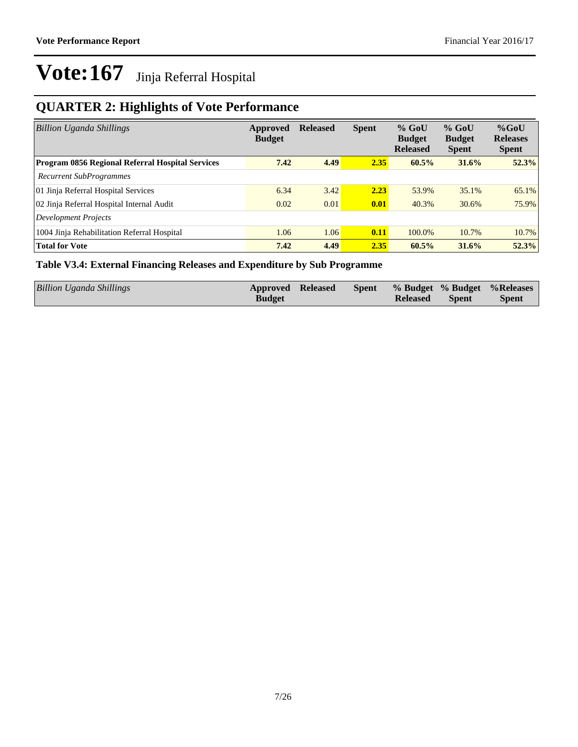# Vote:167 Jinja Referral Hospital

## QUARTER 2: Highlights of Vote Performance

| *Billion Uganda Shillings* | Approved Budget | Released | Spent | % GoU Budget Released | % GoU Budget Spent | %GoU Releases Spent |
|---|---|---|---|---|---|---|
| **Program 0856 Regional Referral Hospital Services** | **7.42** | **4.49** | **2.35** | **60.5%** | **31.6%** | **52.3%** |
| *Recurrent SubProgrammes* | | | | | | |
| 01 Jinja Referral Hospital Services | 6.34 | 3.42 | **2.23** | 53.9% | 35.1% | 65.1% |
| 02 Jinja Referral Hospital Internal Audit | 0.02 | 0.01 | **0.01** | 40.3% | 30.6% | 75.9% |
| *Development Projects* | | | | | | |
| 1004 Jinja Rehabilitation Referral Hospital | 1.06 | 1.06 | **0.11** | 100.0% | 10.7% | 10.7% |
| **Total for Vote** | **7.42** | **4.49** | **2.35** | **60.5%** | **31.6%** | **52.3%** |

### Table V3.4: External Financing Releases and Expenditure by Sub Programme

| *Billion Uganda Shillings* | Approved Budget | Released | Spent | % Budget Released | % Budget Spent | %Releases Spent |
|---|---|---|---|---|---|---|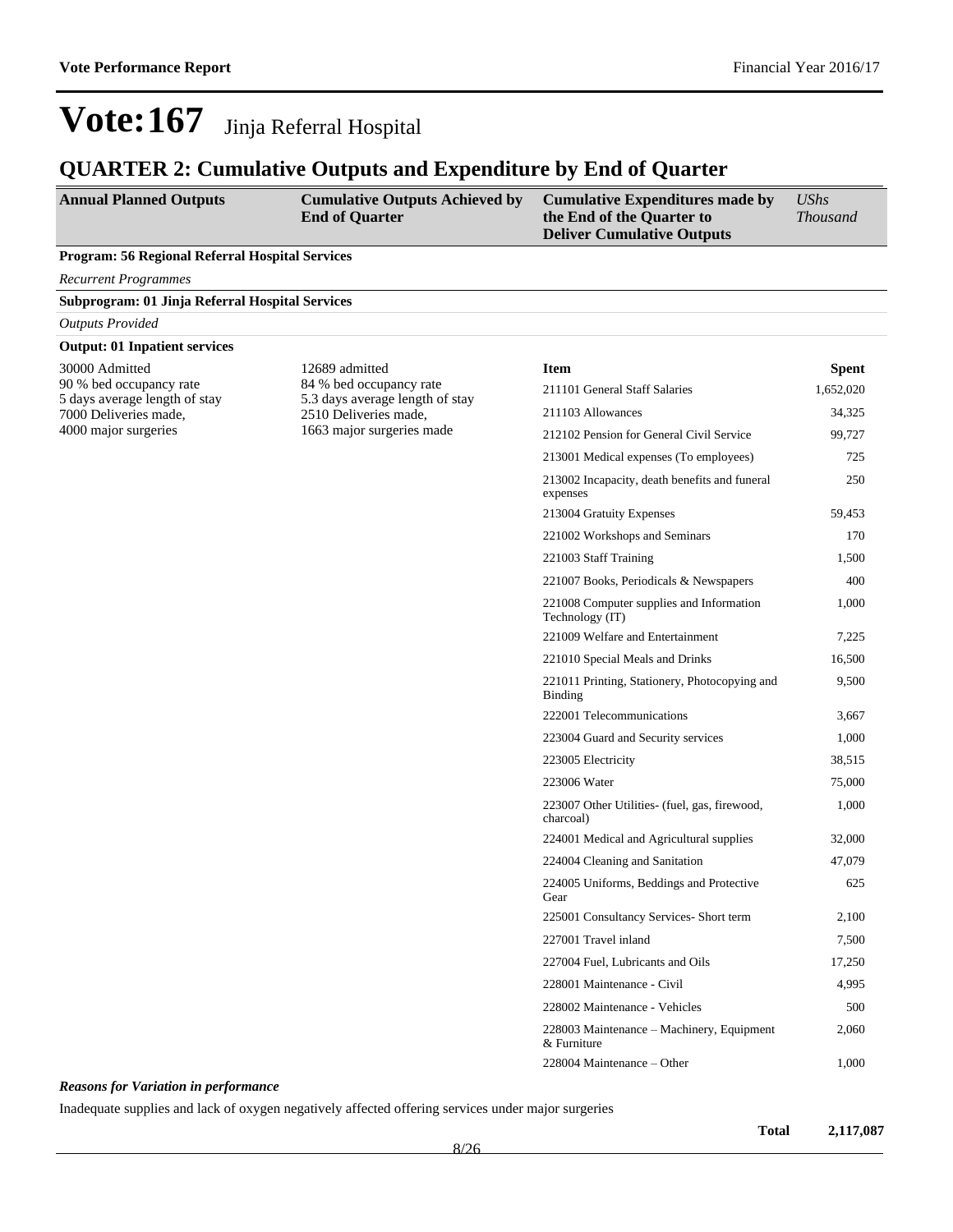# Vote:167 Jinja Referral Hospital

## QUARTER 2: Cumulative Outputs and Expenditure by End of Quarter

| Annual Planned Outputs | Cumulative Outputs Achieved by End of Quarter | Cumulative Expenditures made by the End of the Quarter to Deliver Cumulative Outputs | *UShs Thousand* |
|---|---|---|---|

**Program: 56 Regional Referral Hospital Services**

*Recurrent Programmes*

**Subprogram: 01 Jinja Referral Hospital Services**

*Outputs Provided*

**Output: 01 Inpatient services**

| Annual Planned Outputs | Cumulative Outputs Achieved by End of Quarter | Item | Spent |
|---|---|---|---|
| 30000 Admitted<br>90 % bed occupancy rate<br>5 days average length of stay<br>7000 Deliveries made,<br>4000 major surgeries | 12689 admitted<br>84 % bed occupancy rate<br>5.3 days average length of stay<br>2510 Deliveries made,<br>1663 major surgeries made | 211101 General Staff Salaries | 1,652,020 |
| | | 211103 Allowances | 34,325 |
| | | 212102 Pension for General Civil Service | 99,727 |
| | | 213001 Medical expenses (To employees) | 725 |
| | | 213002 Incapacity, death benefits and funeral expenses | 250 |
| | | 213004 Gratuity Expenses | 59,453 |
| | | 221002 Workshops and Seminars | 170 |
| | | 221003 Staff Training | 1,500 |
| | | 221007 Books, Periodicals & Newspapers | 400 |
| | | 221008 Computer supplies and Information Technology (IT) | 1,000 |
| | | 221009 Welfare and Entertainment | 7,225 |
| | | 221010 Special Meals and Drinks | 16,500 |
| | | 221011 Printing, Stationery, Photocopying and Binding | 9,500 |
| | | 222001 Telecommunications | 3,667 |
| | | 223004 Guard and Security services | 1,000 |
| | | 223005 Electricity | 38,515 |
| | | 223006 Water | 75,000 |
| | | 223007 Other Utilities- (fuel, gas, firewood, charcoal) | 1,000 |
| | | 224001 Medical and Agricultural supplies | 32,000 |
| | | 224004 Cleaning and Sanitation | 47,079 |
| | | 224005 Uniforms, Beddings and Protective Gear | 625 |
| | | 225001 Consultancy Services- Short term | 2,100 |
| | | 227001 Travel inland | 7,500 |
| | | 227004 Fuel, Lubricants and Oils | 17,250 |
| | | 228001 Maintenance - Civil | 4,995 |
| | | 228002 Maintenance - Vehicles | 500 |
| | | 228003 Maintenance – Machinery, Equipment & Furniture | 2,060 |
| | | 228004 Maintenance – Other | 1,000 |

***Reasons for Variation in performance***

Inadequate supplies and lack of oxygen negatively affected offering services under major surgeries

**Total** **2,117,087**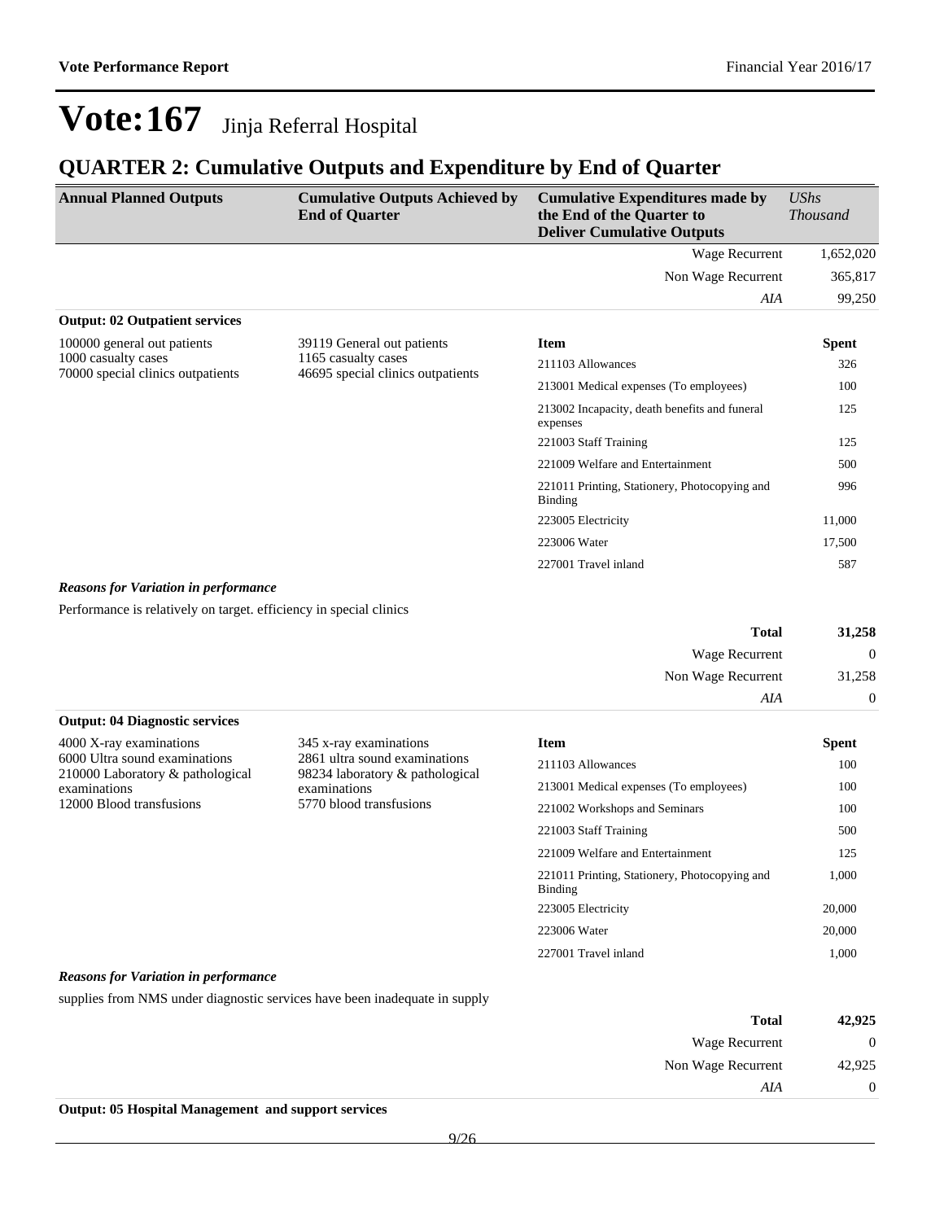# Vote:167 Jinja Referral Hospital

## QUARTER 2: Cumulative Outputs and Expenditure by End of Quarter

| Annual Planned Outputs | Cumulative Outputs Achieved by End of Quarter | Cumulative Expenditures made by the End of the Quarter to Deliver Cumulative Outputs | *UShs Thousand* |
|---|---|---|---|
| | | Wage Recurrent | 1,652,020 |
| | | Non Wage Recurrent | 365,817 |
| | | *AIA* | 99,250 |

**Output: 02 Outpatient services**

| Annual Planned Outputs | Cumulative Outputs Achieved by End of Quarter | Item | Spent |
|---|---|---|---|
| 100000 general out patients<br>1000 casualty cases<br>70000 special clinics outpatients | 39119 General out patients<br>1165 casualty cases<br>46695 special clinics outpatients | 211103 Allowances | 326 |
| | | 213001 Medical expenses (To employees) | 100 |
| | | 213002 Incapacity, death benefits and funeral expenses | 125 |
| | | 221003 Staff Training | 125 |
| | | 221009 Welfare and Entertainment | 500 |
| | | 221011 Printing, Stationery, Photocopying and Binding | 996 |
| | | 223005 Electricity | 11,000 |
| | | 223006 Water | 17,500 |
| | | 227001 Travel inland | 587 |

***Reasons for Variation in performance***

Performance is relatively on target. efficiency in special clinics

| | |
|---|---|
| **Total** | **31,258** |
| Wage Recurrent | 0 |
| Non Wage Recurrent | 31,258 |
| *AIA* | 0 |

**Output: 04 Diagnostic services**

| Annual Planned Outputs | Cumulative Outputs Achieved by End of Quarter | Item | Spent |
|---|---|---|---|
| 4000 X-ray examinations<br>6000 Ultra sound examinations<br>210000 Laboratory & pathological examinations<br>12000 Blood transfusions | 345 x-ray examinations<br>2861 ultra sound examinations<br>98234 laboratory & pathological examinations<br>5770 blood transfusions | 211103 Allowances | 100 |
| | | 213001 Medical expenses (To employees) | 100 |
| | | 221002 Workshops and Seminars | 100 |
| | | 221003 Staff Training | 500 |
| | | 221009 Welfare and Entertainment | 125 |
| | | 221011 Printing, Stationery, Photocopying and Binding | 1,000 |
| | | 223005 Electricity | 20,000 |
| | | 223006 Water | 20,000 |
| | | 227001 Travel inland | 1,000 |

***Reasons for Variation in performance***

supplies from NMS under diagnostic services have been inadequate in supply

| | |
|---|---|
| **Total** | **42,925** |
| Wage Recurrent | 0 |
| Non Wage Recurrent | 42,925 |
| *AIA* | 0 |

**Output: 05 Hospital Management and support services**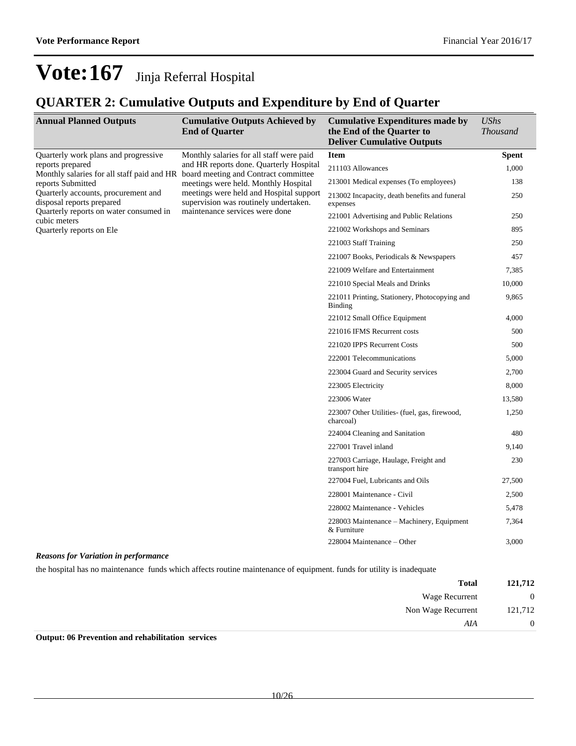# Vote:167 Jinja Referral Hospital

## QUARTER 2: Cumulative Outputs and Expenditure by End of Quarter

| Annual Planned Outputs | Cumulative Outputs Achieved by End of Quarter | Cumulative Expenditures made by the End of the Quarter to Deliver Cumulative Outputs | *UShs Thousand* |
|---|---|---|---|
| Quarterly work plans and progressive reports prepared<br>Monthly salaries for all staff paid and HR reports Submitted<br>Quarterly accounts, procurement and disposal reports prepared<br>Quarterly reports on water consumed in cubic meters<br>Quarterly reports on Ele | Monthly salaries for all staff were paid and HR reports done. Quarterly Hospital board meeting and Contract committee meetings were held. Monthly Hospital meetings were held and Hospital support supervision was routinely undertaken. maintenance services were done | **Item** | **Spent** |
| | | 211103 Allowances | 1,000 |
| | | 213001 Medical expenses (To employees) | 138 |
| | | 213002 Incapacity, death benefits and funeral expenses | 250 |
| | | 221001 Advertising and Public Relations | 250 |
| | | 221002 Workshops and Seminars | 895 |
| | | 221003 Staff Training | 250 |
| | | 221007 Books, Periodicals & Newspapers | 457 |
| | | 221009 Welfare and Entertainment | 7,385 |
| | | 221010 Special Meals and Drinks | 10,000 |
| | | 221011 Printing, Stationery, Photocopying and Binding | 9,865 |
| | | 221012 Small Office Equipment | 4,000 |
| | | 221016 IFMS Recurrent costs | 500 |
| | | 221020 IPPS Recurrent Costs | 500 |
| | | 222001 Telecommunications | 5,000 |
| | | 223004 Guard and Security services | 2,700 |
| | | 223005 Electricity | 8,000 |
| | | 223006 Water | 13,580 |
| | | 223007 Other Utilities- (fuel, gas, firewood, charcoal) | 1,250 |
| | | 224004 Cleaning and Sanitation | 480 |
| | | 227001 Travel inland | 9,140 |
| | | 227003 Carriage, Haulage, Freight and transport hire | 230 |
| | | 227004 Fuel, Lubricants and Oils | 27,500 |
| | | 228001 Maintenance - Civil | 2,500 |
| | | 228002 Maintenance - Vehicles | 5,478 |
| | | 228003 Maintenance – Machinery, Equipment & Furniture | 7,364 |
| | | 228004 Maintenance – Other | 3,000 |

***Reasons for Variation in performance***

the hospital has no maintenance funds which affects routine maintenance of equipment. funds for utility is inadequate

| | |
|---|---|
| **Total** | **121,712** |
| Wage Recurrent | 0 |
| Non Wage Recurrent | 121,712 |
| *AIA* | 0 |

**Output: 06 Prevention and rehabilitation services**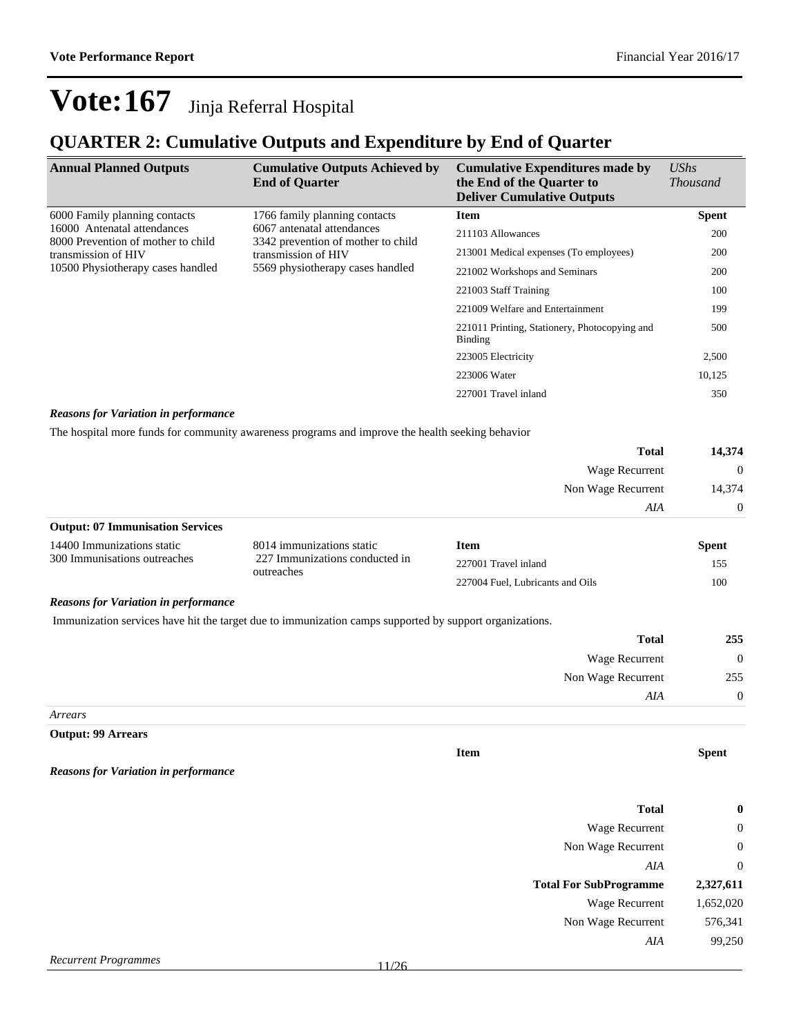# Vote:167 Jinja Referral Hospital

## QUARTER 2: Cumulative Outputs and Expenditure by End of Quarter

| Annual Planned Outputs | Cumulative Outputs Achieved by End of Quarter | Cumulative Expenditures made by the End of the Quarter to Deliver Cumulative Outputs | *UShs Thousand* |
|---|---|---|---|
| 6000 Family planning contacts<br>16000 Antenatal attendances<br>8000 Prevention of mother to child transmission of HIV<br>10500 Physiotherapy cases handled | 1766 family planning contacts<br>6067 antenatal attendances<br>3342 prevention of mother to child transmission of HIV<br>5569 physiotherapy cases handled | **Item** | **Spent** |
| | | 211103 Allowances | 200 |
| | | 213001 Medical expenses (To employees) | 200 |
| | | 221002 Workshops and Seminars | 200 |
| | | 221003 Staff Training | 100 |
| | | 221009 Welfare and Entertainment | 199 |
| | | 221011 Printing, Stationery, Photocopying and Binding | 500 |
| | | 223005 Electricity | 2,500 |
| | | 223006 Water | 10,125 |
| | | 227001 Travel inland | 350 |

***Reasons for Variation in performance***

The hospital more funds for community awareness programs and improve the health seeking behavior

| | |
|---|---|
| **Total** | **14,374** |
| Wage Recurrent | 0 |
| Non Wage Recurrent | 14,374 |
| *AIA* | 0 |

**Output: 07 Immunisation Services**

| | | | |
|---|---|---|---|
| 14400 Immunizations static<br>300 Immunisations outreaches | 8014 immunizations static<br>227 Immunizations conducted in outreaches | **Item** | **Spent** |
| | | 227001 Travel inland | 155 |
| | | 227004 Fuel, Lubricants and Oils | 100 |

***Reasons for Variation in performance***

Immunization services have hit the target due to immunization camps supported by support organizations.

| | |
|---|---|
| **Total** | **255** |
| Wage Recurrent | 0 |
| Non Wage Recurrent | 255 |
| *AIA* | 0 |

*Arrears*

**Output: 99 Arrears**

| | |
|---|---|
| **Item** | **Spent** |

***Reasons for Variation in performance***

| | |
|---|---|
| **Total** | **0** |
| Wage Recurrent | 0 |
| Non Wage Recurrent | 0 |
| *AIA* | 0 |
| **Total For SubProgramme** | **2,327,611** |
| Wage Recurrent | 1,652,020 |
| Non Wage Recurrent | 576,341 |
| *AIA* | 99,250 |

*Recurrent Programmes*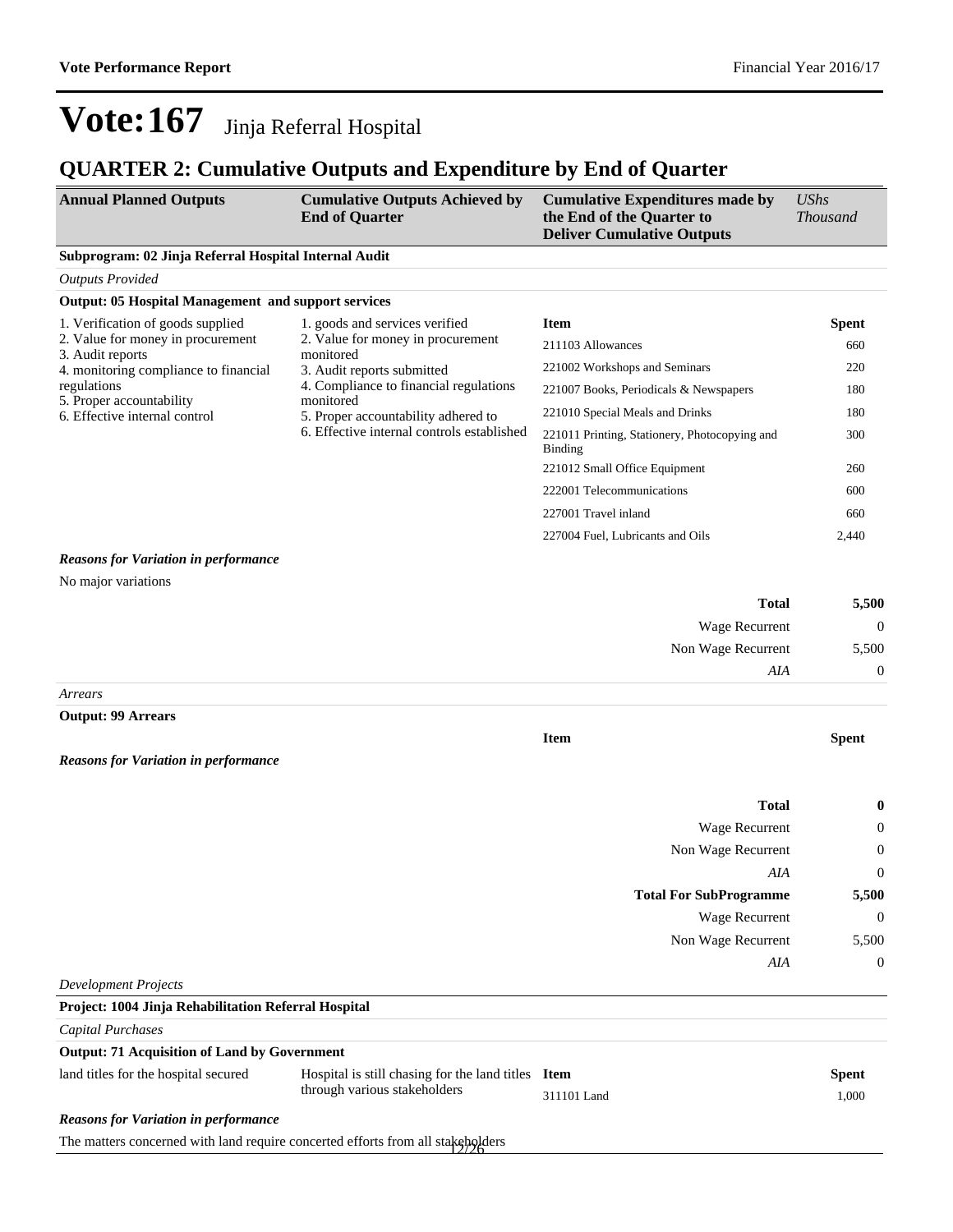# Vote:167 Jinja Referral Hospital

## QUARTER 2: Cumulative Outputs and Expenditure by End of Quarter

| Annual Planned Outputs | Cumulative Outputs Achieved by End of Quarter | Cumulative Expenditures made by the End of the Quarter to Deliver Cumulative Outputs | *UShs Thousand* |
|---|---|---|---|

**Subprogram: 02 Jinja Referral Hospital Internal Audit**

*Outputs Provided*

**Output: 05 Hospital Management and support services**

| Annual Planned Outputs | Cumulative Outputs Achieved by End of Quarter | Item | Spent |
|---|---|---|---|
| 1. Verification of goods supplied<br>2. Value for money in procurement<br>3. Audit reports<br>4. monitoring compliance to financial regulations<br>5. Proper accountability<br>6. Effective internal control | 1. goods and services verified<br>2. Value for money in procurement monitored<br>3. Audit reports submitted<br>4. Compliance to financial regulations monitored<br>5. Proper accountability adhered to<br>6. Effective internal controls established | 211103 Allowances | 660 |
| | | 221002 Workshops and Seminars | 220 |
| | | 221007 Books, Periodicals & Newspapers | 180 |
| | | 221010 Special Meals and Drinks | 180 |
| | | 221011 Printing, Stationery, Photocopying and Binding | 300 |
| | | 221012 Small Office Equipment | 260 |
| | | 222001 Telecommunications | 600 |
| | | 227001 Travel inland | 660 |
| | | 227004 Fuel, Lubricants and Oils | 2,440 |

***Reasons for Variation in performance***

No major variations

| | |
|---|---|
| **Total** | **5,500** |
| Wage Recurrent | 0 |
| Non Wage Recurrent | 5,500 |
| *AIA* | 0 |

*Arrears*

**Output: 99 Arrears**

| Item | Spent |
|---|---|

***Reasons for Variation in performance***

| | |
|---|---|
| **Total** | **0** |
| Wage Recurrent | 0 |
| Non Wage Recurrent | 0 |
| *AIA* | 0 |
| **Total For SubProgramme** | **5,500** |
| Wage Recurrent | 0 |
| Non Wage Recurrent | 5,500 |
| *AIA* | 0 |

*Development Projects*

**Project: 1004 Jinja Rehabilitation Referral Hospital**

*Capital Purchases*

**Output: 71 Acquisition of Land by Government**

| Annual Planned Outputs | Cumulative Outputs Achieved by End of Quarter | Item | Spent |
|---|---|---|---|
| land titles for the hospital secured | Hospital is still chasing for the land titles through various stakeholders | 311101 Land | 1,000 |

***Reasons for Variation in performance***

The matters concerned with land require concerted efforts from all stakeholders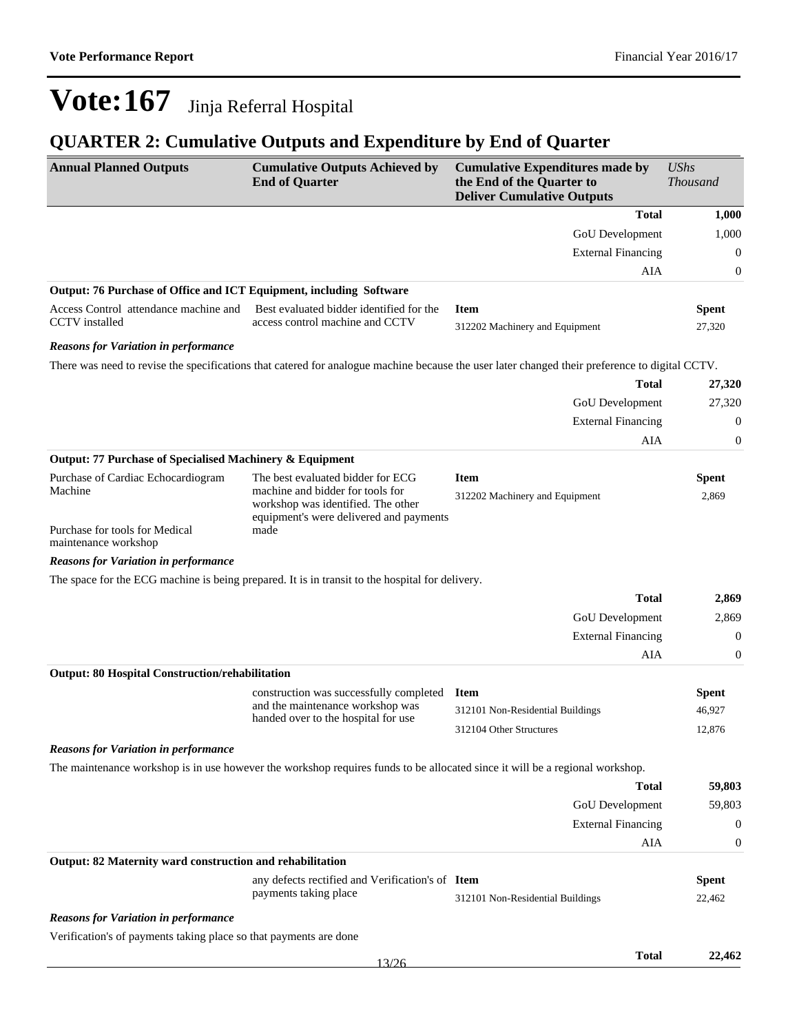# Vote:167 Jinja Referral Hospital

## QUARTER 2: Cumulative Outputs and Expenditure by End of Quarter

| Annual Planned Outputs | Cumulative Outputs Achieved by End of Quarter | Cumulative Expenditures made by the End of the Quarter to Deliver Cumulative Outputs | *UShs Thousand* |
|---|---|---|---|
| | | **Total** | **1,000** |
| | | GoU Development | 1,000 |
| | | External Financing | 0 |
| | | AIA | 0 |

**Output: 76 Purchase of Office and ICT Equipment, including Software**

| Annual Planned Outputs | Cumulative Outputs Achieved by End of Quarter | Item | Spent |
|---|---|---|---|
| Access Control attendance machine and CCTV installed | Best evaluated bidder identified for the access control machine and CCTV | 312202 Machinery and Equipment | 27,320 |

***Reasons for Variation in performance***

There was need to revise the specifications that catered for analogue machine because the user later changed their preference to digital CCTV.

| | |
|---|---|
| **Total** | **27,320** |
| GoU Development | 27,320 |
| External Financing | 0 |
| AIA | 0 |

**Output: 77 Purchase of Specialised Machinery & Equipment**

| Annual Planned Outputs | Cumulative Outputs Achieved by End of Quarter | Item | Spent |
|---|---|---|---|
| Purchase of Cardiac Echocardiogram Machine<br><br>Purchase for tools for Medical maintenance workshop | The best evaluated bidder for ECG machine and bidder for tools for workshop was identified. The other equipment's were delivered and payments made | 312202 Machinery and Equipment | 2,869 |

***Reasons for Variation in performance***

The space for the ECG machine is being prepared. It is in transit to the hospital for delivery.

| | |
|---|---|
| **Total** | **2,869** |
| GoU Development | 2,869 |
| External Financing | 0 |
| AIA | 0 |

**Output: 80 Hospital Construction/rehabilitation**

| Annual Planned Outputs | Cumulative Outputs Achieved by End of Quarter | Item | Spent |
|---|---|---|---|
| | construction was successfully completed and the maintenance workshop was handed over to the hospital for use | 312101 Non-Residential Buildings | 46,927 |
| | | 312104 Other Structures | 12,876 |

***Reasons for Variation in performance***

The maintenance workshop is in use however the workshop requires funds to be allocated since it will be a regional workshop.

| | |
|---|---|
| **Total** | **59,803** |
| GoU Development | 59,803 |
| External Financing | 0 |
| AIA | 0 |

**Output: 82 Maternity ward construction and rehabilitation**

| Annual Planned Outputs | Cumulative Outputs Achieved by End of Quarter | Item | Spent |
|---|---|---|---|
| | any defects rectified and Verification's of payments taking place | 312101 Non-Residential Buildings | 22,462 |

***Reasons for Variation in performance***

Verification's of payments taking place so that payments are done

| | |
|---|---|
| **Total** | **22,462** |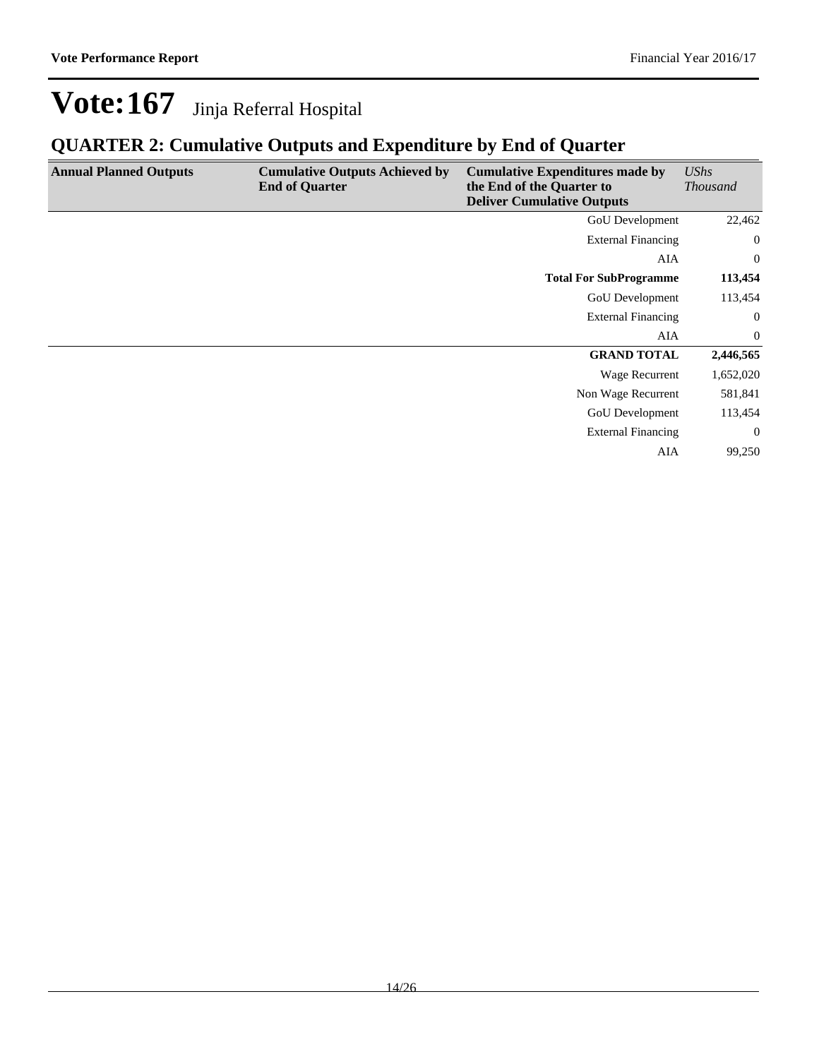# Vote:167 Jinja Referral Hospital

## QUARTER 2: Cumulative Outputs and Expenditure by End of Quarter

| Annual Planned Outputs | Cumulative Outputs Achieved by End of Quarter | Cumulative Expenditures made by the End of the Quarter to Deliver Cumulative Outputs | *UShs Thousand* |
|---|---|---|---|
| | | GoU Development | 22,462 |
| | | External Financing | 0 |
| | | AIA | 0 |
| | | **Total For SubProgramme** | **113,454** |
| | | GoU Development | 113,454 |
| | | External Financing | 0 |
| | | AIA | 0 |
| | | **GRAND TOTAL** | **2,446,565** |
| | | Wage Recurrent | 1,652,020 |
| | | Non Wage Recurrent | 581,841 |
| | | GoU Development | 113,454 |
| | | External Financing | 0 |
| | | AIA | 99,250 |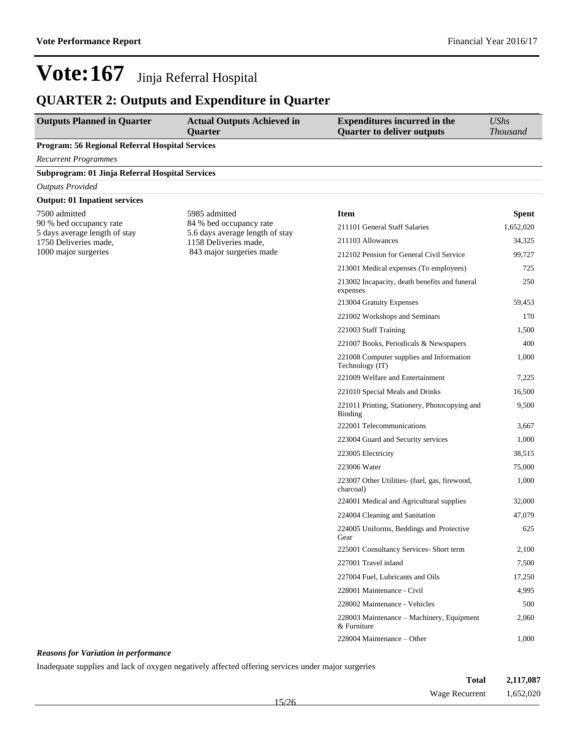# Vote:167 Jinja Referral Hospital

## QUARTER 2: Outputs and Expenditure in Quarter

| Outputs Planned in Quarter | Actual Outputs Achieved in Quarter | Expenditures incurred in the Quarter to deliver outputs | *UShs Thousand* |
|---|---|---|---|
| **Program: 56 Regional Referral Hospital Services** | | | |
| *Recurrent Programmes* | | | |
| **Subprogram: 01 Jinja Referral Hospital Services** | | | |
| *Outputs Provided* | | | |
| **Output: 01 Inpatient services** | | | |
| 7500 admitted<br>90 % bed occupancy rate<br>5 days average length of stay<br>1750 Deliveries made,<br>1000 major surgeries | 5985 admitted<br>84 % bed occupancy rate<br>5.6 days average length of stay<br>1158 Deliveries made,<br>843 major surgeries made | **Item** | **Spent** |
| | | 211101 General Staff Salaries | 1,652,020 |
| | | 211103 Allowances | 34,325 |
| | | 212102 Pension for General Civil Service | 99,727 |
| | | 213001 Medical expenses (To employees) | 725 |
| | | 213002 Incapacity, death benefits and funeral expenses | 250 |
| | | 213004 Gratuity Expenses | 59,453 |
| | | 221002 Workshops and Seminars | 170 |
| | | 221003 Staff Training | 1,500 |
| | | 221007 Books, Periodicals & Newspapers | 400 |
| | | 221008 Computer supplies and Information Technology (IT) | 1,000 |
| | | 221009 Welfare and Entertainment | 7,225 |
| | | 221010 Special Meals and Drinks | 16,500 |
| | | 221011 Printing, Stationery, Photocopying and Binding | 9,500 |
| | | 222001 Telecommunications | 3,667 |
| | | 223004 Guard and Security services | 1,000 |
| | | 223005 Electricity | 38,515 |
| | | 223006 Water | 75,000 |
| | | 223007 Other Utilities- (fuel, gas, firewood, charcoal) | 1,000 |
| | | 224001 Medical and Agricultural supplies | 32,000 |
| | | 224004 Cleaning and Sanitation | 47,079 |
| | | 224005 Uniforms, Beddings and Protective Gear | 625 |
| | | 225001 Consultancy Services- Short term | 2,100 |
| | | 227001 Travel inland | 7,500 |
| | | 227004 Fuel, Lubricants and Oils | 17,250 |
| | | 228001 Maintenance - Civil | 4,995 |
| | | 228002 Maintenance - Vehicles | 500 |
| | | 228003 Maintenance – Machinery, Equipment & Furniture | 2,060 |
| | | 228004 Maintenance – Other | 1,000 |

***Reasons for Variation in performance***

Inadequate supplies and lack of oxygen negatively affected offering services under major surgeries

| | |
|---|---|
| **Total** | **2,117,087** |
| Wage Recurrent | 1,652,020 |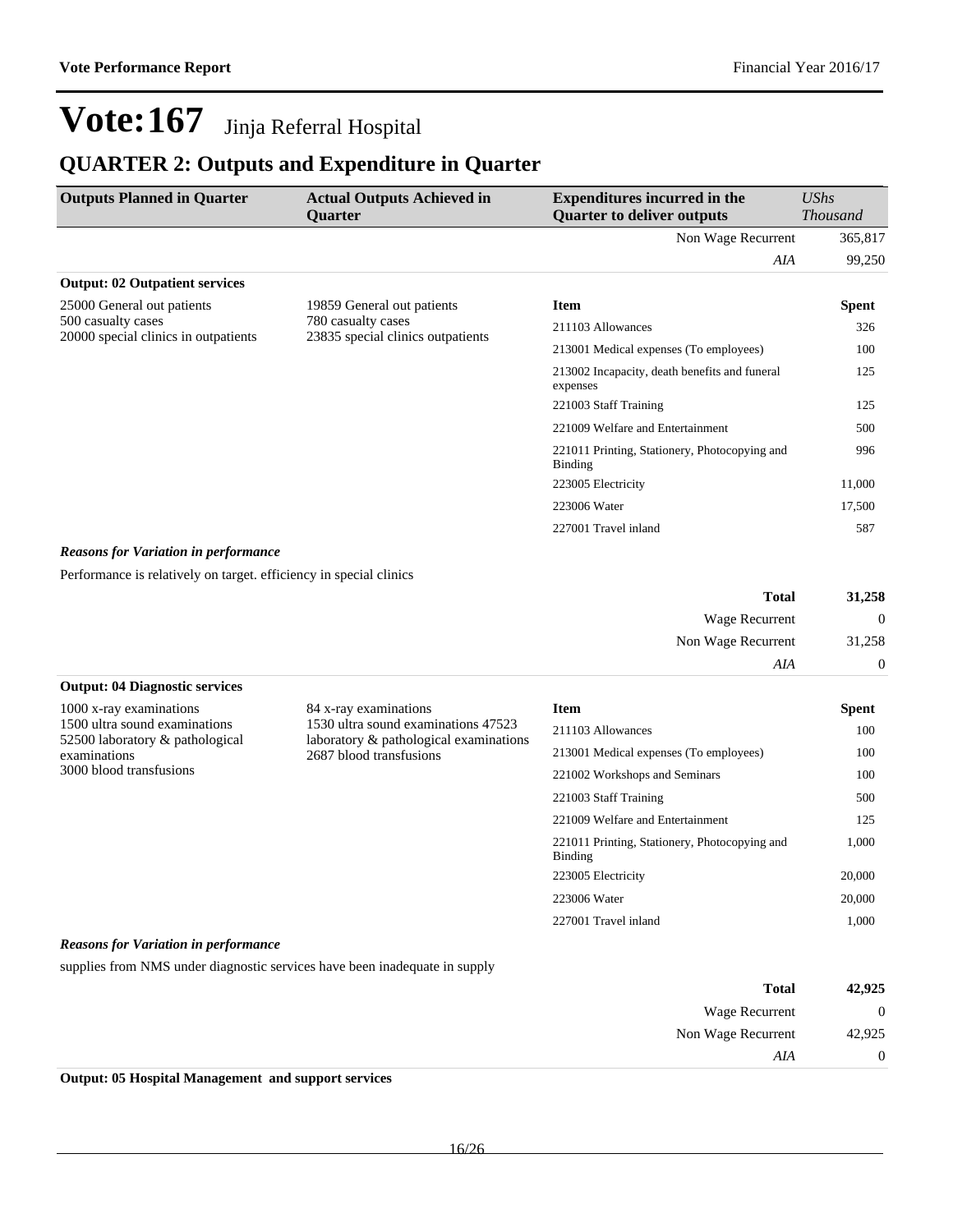# Vote:167 Jinja Referral Hospital

## QUARTER 2: Outputs and Expenditure in Quarter

| Outputs Planned in Quarter | Actual Outputs Achieved in Quarter | Expenditures incurred in the Quarter to deliver outputs | UShs Thousand |
|---|---|---|---|
| | | Non Wage Recurrent | 365,817 |
| | | *AIA* | 99,250 |

**Output: 02 Outpatient services**

| Outputs Planned in Quarter | Actual Outputs Achieved in Quarter | Item | Spent |
|---|---|---|---|
| 25000 General out patients<br>500 casualty cases<br>20000 special clinics in outpatients | 19859 General out patients<br>780 casualty cases<br>23835 special clinics outpatients | 211103 Allowances | 326 |
| | | 213001 Medical expenses (To employees) | 100 |
| | | 213002 Incapacity, death benefits and funeral expenses | 125 |
| | | 221003 Staff Training | 125 |
| | | 221009 Welfare and Entertainment | 500 |
| | | 221011 Printing, Stationery, Photocopying and Binding | 996 |
| | | 223005 Electricity | 11,000 |
| | | 223006 Water | 17,500 |
| | | 227001 Travel inland | 587 |

***Reasons for Variation in performance***

Performance is relatively on target. efficiency in special clinics

| | |
|---|---|
| **Total** | **31,258** |
| Wage Recurrent | 0 |
| Non Wage Recurrent | 31,258 |
| *AIA* | 0 |

**Output: 04 Diagnostic services**

| Outputs Planned in Quarter | Actual Outputs Achieved in Quarter | Item | Spent |
|---|---|---|---|
| 1000 x-ray examinations<br>1500 ultra sound examinations<br>52500 laboratory & pathological examinations<br>3000 blood transfusions | 84 x-ray examinations<br>1530 ultra sound examinations 47523 laboratory & pathological examinations<br>2687 blood transfusions | 211103 Allowances | 100 |
| | | 213001 Medical expenses (To employees) | 100 |
| | | 221002 Workshops and Seminars | 100 |
| | | 221003 Staff Training | 500 |
| | | 221009 Welfare and Entertainment | 125 |
| | | 221011 Printing, Stationery, Photocopying and Binding | 1,000 |
| | | 223005 Electricity | 20,000 |
| | | 223006 Water | 20,000 |
| | | 227001 Travel inland | 1,000 |

***Reasons for Variation in performance***

supplies from NMS under diagnostic services have been inadequate in supply

| | |
|---|---|
| **Total** | **42,925** |
| Wage Recurrent | 0 |
| Non Wage Recurrent | 42,925 |
| *AIA* | 0 |

**Output: 05 Hospital Management and support services**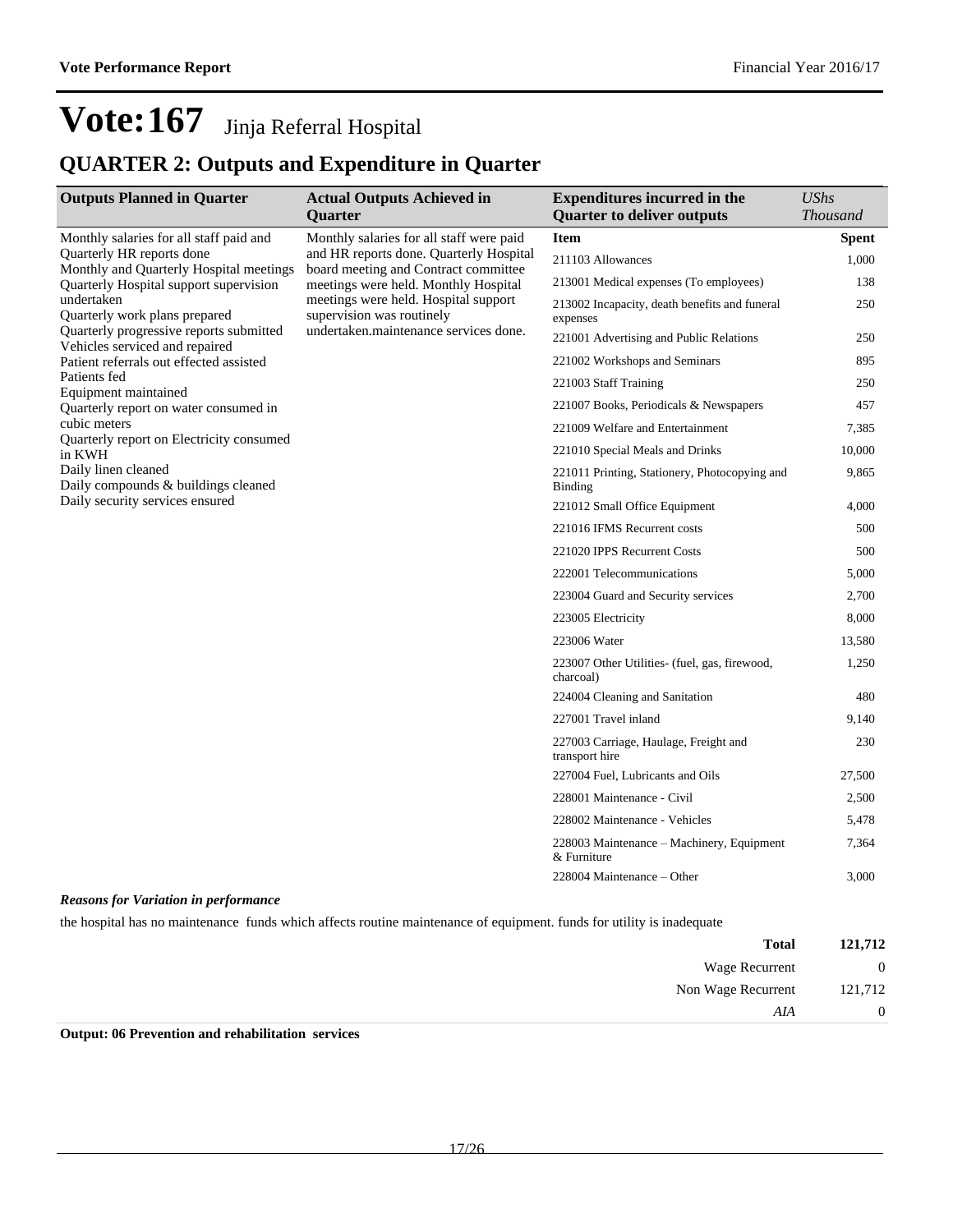# Vote:167 Jinja Referral Hospital

## QUARTER 2: Outputs and Expenditure in Quarter

| Outputs Planned in Quarter | Actual Outputs Achieved in Quarter | Expenditures incurred in the Quarter to deliver outputs | UShs Thousand |
|---|---|---|---|
| Monthly salaries for all staff paid and Quarterly HR reports done Monthly and Quarterly Hospital meetings Quarterly Hospital support supervision undertaken Quarterly work plans prepared Quarterly progressive reports submitted Vehicles serviced and repaired Patient referrals out effected assisted Patients fed Equipment maintained Quarterly report on water consumed in cubic meters Quarterly report on Electricity consumed in KWH Daily linen cleaned Daily compounds & buildings cleaned Daily security services ensured | Monthly salaries for all staff were paid and HR reports done. Quarterly Hospital board meeting and Contract committee meetings were held. Monthly Hospital meetings were held. Hospital support supervision was routinely undertaken.maintenance services done. | **Item** | **Spent** |
| | | 211103 Allowances | 1,000 |
| | | 213001 Medical expenses (To employees) | 138 |
| | | 213002 Incapacity, death benefits and funeral expenses | 250 |
| | | 221001 Advertising and Public Relations | 250 |
| | | 221002 Workshops and Seminars | 895 |
| | | 221003 Staff Training | 250 |
| | | 221007 Books, Periodicals & Newspapers | 457 |
| | | 221009 Welfare and Entertainment | 7,385 |
| | | 221010 Special Meals and Drinks | 10,000 |
| | | 221011 Printing, Stationery, Photocopying and Binding | 9,865 |
| | | 221012 Small Office Equipment | 4,000 |
| | | 221016 IFMS Recurrent costs | 500 |
| | | 221020 IPPS Recurrent Costs | 500 |
| | | 222001 Telecommunications | 5,000 |
| | | 223004 Guard and Security services | 2,700 |
| | | 223005 Electricity | 8,000 |
| | | 223006 Water | 13,580 |
| | | 223007 Other Utilities- (fuel, gas, firewood, charcoal) | 1,250 |
| | | 224004 Cleaning and Sanitation | 480 |
| | | 227001 Travel inland | 9,140 |
| | | 227003 Carriage, Haulage, Freight and transport hire | 230 |
| | | 227004 Fuel, Lubricants and Oils | 27,500 |
| | | 228001 Maintenance - Civil | 2,500 |
| | | 228002 Maintenance - Vehicles | 5,478 |
| | | 228003 Maintenance – Machinery, Equipment & Furniture | 7,364 |
| | | 228004 Maintenance – Other | 3,000 |

***Reasons for Variation in performance***

the hospital has no maintenance funds which affects routine maintenance of equipment. funds for utility is inadequate

| | |
|---|---|
| **Total** | **121,712** |
| Wage Recurrent | 0 |
| Non Wage Recurrent | 121,712 |
| *AIA* | 0 |

**Output: 06 Prevention and rehabilitation services**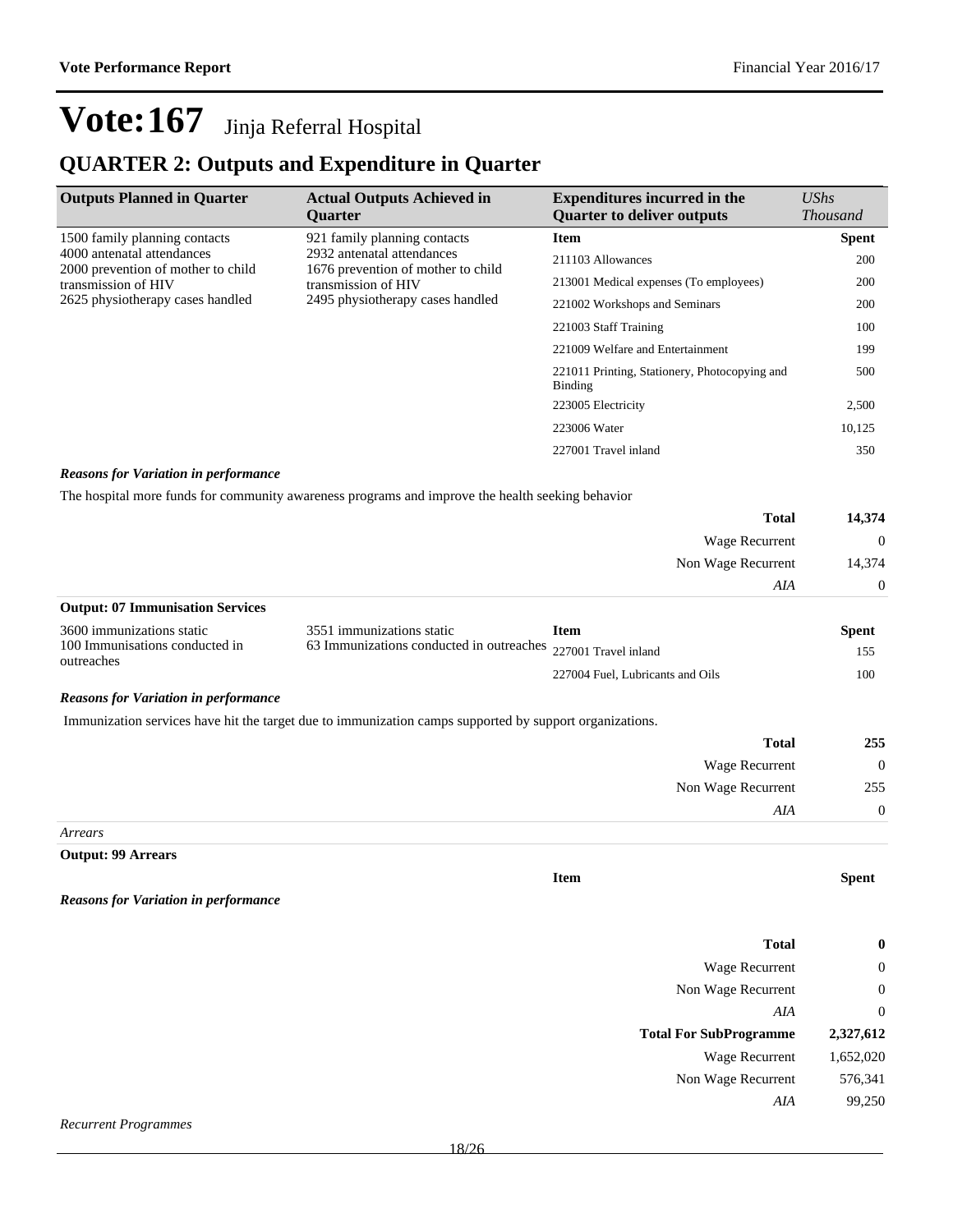# Vote:167 Jinja Referral Hospital

## QUARTER 2: Outputs and Expenditure in Quarter

| Outputs Planned in Quarter | Actual Outputs Achieved in Quarter | Expenditures incurred in the Quarter to deliver outputs | UShs Thousand |
|---|---|---|---|
| 1500 family planning contacts<br>4000 antenatal attendances<br>2000 prevention of mother to child transmission of HIV<br>2625 physiotherapy cases handled | 921 family planning contacts<br>2932 antenatal attendances<br>1676 prevention of mother to child transmission of HIV<br>2495 physiotherapy cases handled | **Item** | **Spent** |
| | | 211103 Allowances | 200 |
| | | 213001 Medical expenses (To employees) | 200 |
| | | 221002 Workshops and Seminars | 200 |
| | | 221003 Staff Training | 100 |
| | | 221009 Welfare and Entertainment | 199 |
| | | 221011 Printing, Stationery, Photocopying and Binding | 500 |
| | | 223005 Electricity | 2,500 |
| | | 223006 Water | 10,125 |
| | | 227001 Travel inland | 350 |

***Reasons for Variation in performance***

The hospital more funds for community awareness programs and improve the health seeking behavior

| | |
|---|---|
| **Total** | **14,374** |
| Wage Recurrent | 0 |
| Non Wage Recurrent | 14,374 |
| *AIA* | 0 |

**Output: 07 Immunisation Services**

| | | | |
|---|---|---|---|
| 3600 immunizations static<br>100 Immunisations conducted in outreaches | 3551 immunizations static<br>63 Immunizations conducted in outreaches | **Item** | **Spent** |
| | | 227001 Travel inland | 155 |
| | | 227004 Fuel, Lubricants and Oils | 100 |

***Reasons for Variation in performance***

Immunization services have hit the target due to immunization camps supported by support organizations.

| | |
|---|---|
| **Total** | **255** |
| Wage Recurrent | 0 |
| Non Wage Recurrent | 255 |
| *AIA* | 0 |

*Arrears*

**Output: 99 Arrears**

| **Item** | **Spent** |
|---|---|

***Reasons for Variation in performance***

| | |
|---|---|
| **Total** | **0** |
| Wage Recurrent | 0 |
| Non Wage Recurrent | 0 |
| *AIA* | 0 |
| **Total For SubProgramme** | **2,327,612** |
| Wage Recurrent | 1,652,020 |
| Non Wage Recurrent | 576,341 |
| *AIA* | 99,250 |

*Recurrent Programmes*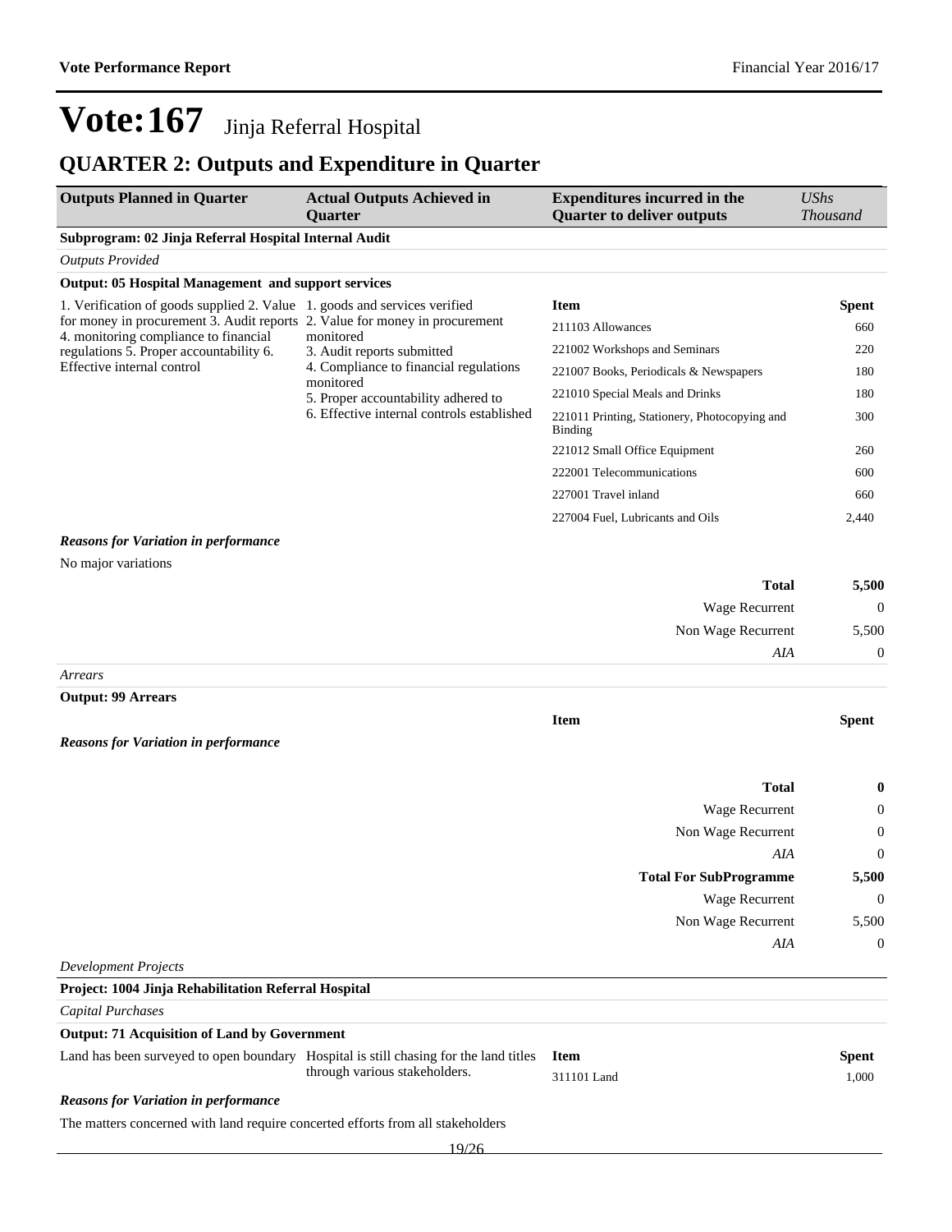# Vote:167 Jinja Referral Hospital

## QUARTER 2: Outputs and Expenditure in Quarter

| Outputs Planned in Quarter | Actual Outputs Achieved in Quarter | Expenditures incurred in the Quarter to deliver outputs | UShs Thousand |
|---|---|---|---|
| **Subprogram: 02 Jinja Referral Hospital Internal Audit** | | | |
| *Outputs Provided* | | | |
| **Output: 05 Hospital Management and support services** | | | |
| 1. Verification of goods supplied 2. Value for money in procurement 3. Audit reports 4. monitoring compliance to financial regulations 5. Proper accountability 6. Effective internal control | 1. goods and services verified<br>2. Value for money in procurement monitored<br>3. Audit reports submitted<br>4. Compliance to financial regulations monitored<br>5. Proper accountability adhered to<br>6. Effective internal controls established | **Item** | **Spent** |
| | | 211103 Allowances | 660 |
| | | 221002 Workshops and Seminars | 220 |
| | | 221007 Books, Periodicals & Newspapers | 180 |
| | | 221010 Special Meals and Drinks | 180 |
| | | 221011 Printing, Stationery, Photocopying and Binding | 300 |
| | | 221012 Small Office Equipment | 260 |
| | | 222001 Telecommunications | 600 |
| | | 227001 Travel inland | 660 |
| | | 227004 Fuel, Lubricants and Oils | 2,440 |
| ***Reasons for Variation in performance*** | | | |
| No major variations | | | |
| | | **Total** | **5,500** |
| | | Wage Recurrent | 0 |
| | | Non Wage Recurrent | 5,500 |
| | | *AIA* | 0 |
| *Arrears* | | | |
| **Output: 99 Arrears** | | | |
| | | **Item** | **Spent** |
| ***Reasons for Variation in performance*** | | | |
| | | **Total** | **0** |
| | | Wage Recurrent | 0 |
| | | Non Wage Recurrent | 0 |
| | | *AIA* | 0 |
| | | **Total For SubProgramme** | **5,500** |
| | | Wage Recurrent | 0 |
| | | Non Wage Recurrent | 5,500 |
| | | *AIA* | 0 |
| *Development Projects* | | | |
| **Project: 1004 Jinja Rehabilitation Referral Hospital** | | | |
| *Capital Purchases* | | | |
| **Output: 71 Acquisition of Land by Government** | | | |
| Land has been surveyed to open boundary | Hospital is still chasing for the land titles through various stakeholders. | **Item** | **Spent** |
| | | 311101 Land | 1,000 |
| ***Reasons for Variation in performance*** | | | |
| The matters concerned with land require concerted efforts from all stakeholders | | | |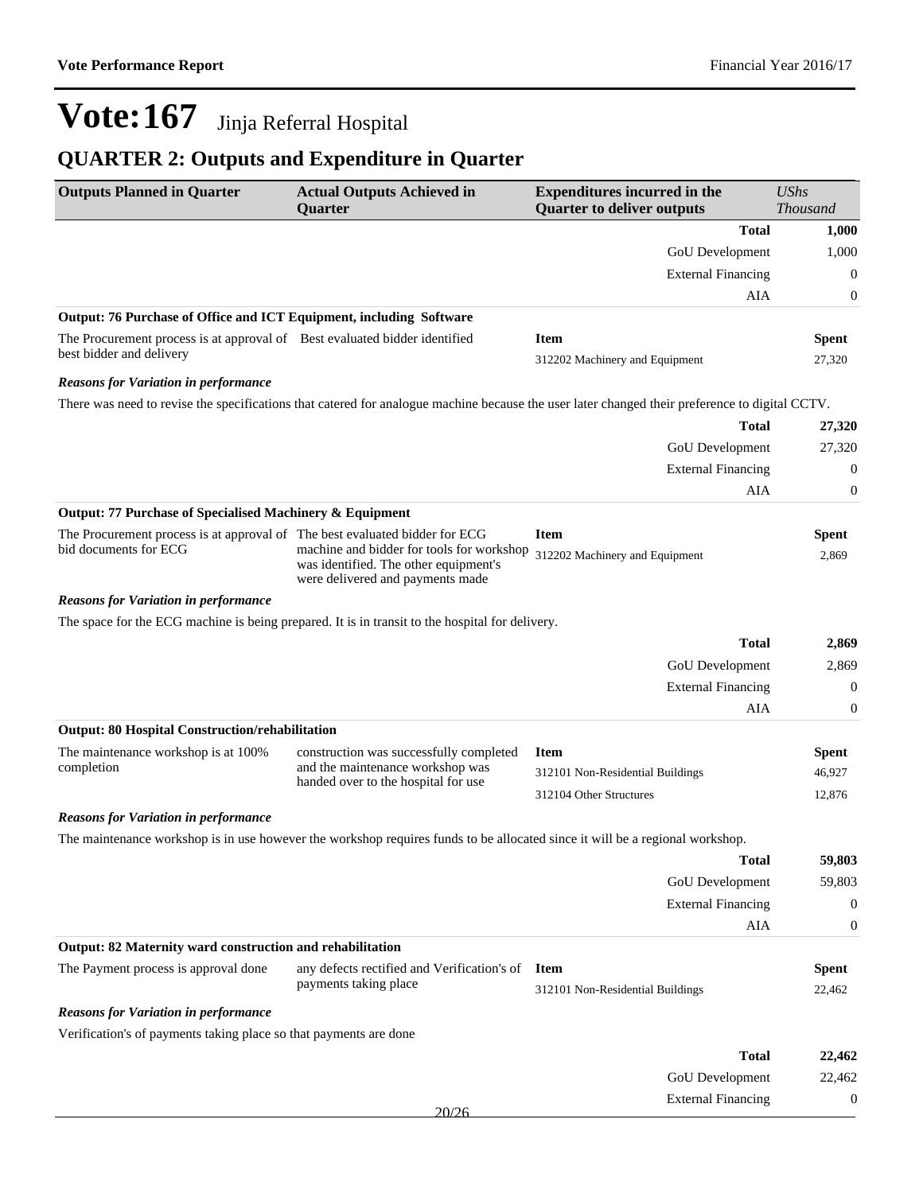# Vote:167 Jinja Referral Hospital

## QUARTER 2: Outputs and Expenditure in Quarter

| Outputs Planned in Quarter | Actual Outputs Achieved in Quarter | Expenditures incurred in the Quarter to deliver outputs | *UShs Thousand* |
|---|---|---|---|
| | | **Total** | **1,000** |
| | | GoU Development | 1,000 |
| | | External Financing | 0 |
| | | AIA | 0 |

**Output: 76 Purchase of Office and ICT Equipment, including Software**

| Outputs Planned in Quarter | Actual Outputs Achieved in Quarter | Item | Spent |
|---|---|---|---|
| The Procurement process is at approval of best bidder and delivery | Best evaluated bidder identified | 312202 Machinery and Equipment | 27,320 |

***Reasons for Variation in performance***

There was need to revise the specifications that catered for analogue machine because the user later changed their preference to digital CCTV.

| | |
|---|---|
| **Total** | **27,320** |
| GoU Development | 27,320 |
| External Financing | 0 |
| AIA | 0 |

**Output: 77 Purchase of Specialised Machinery & Equipment**

| Outputs Planned in Quarter | Actual Outputs Achieved in Quarter | Item | Spent |
|---|---|---|---|
| The Procurement process is at approval of bid documents for ECG | The best evaluated bidder for ECG machine and bidder for tools for workshop was identified. The other equipment's were delivered and payments made | 312202 Machinery and Equipment | 2,869 |

***Reasons for Variation in performance***

The space for the ECG machine is being prepared. It is in transit to the hospital for delivery.

| | |
|---|---|
| **Total** | **2,869** |
| GoU Development | 2,869 |
| External Financing | 0 |
| AIA | 0 |

**Output: 80 Hospital Construction/rehabilitation**

| Outputs Planned in Quarter | Actual Outputs Achieved in Quarter | Item | Spent |
|---|---|---|---|
| The maintenance workshop is at 100% completion | construction was successfully completed and the maintenance workshop was handed over to the hospital for use | 312101 Non-Residential Buildings | 46,927 |
| | | 312104 Other Structures | 12,876 |

***Reasons for Variation in performance***

The maintenance workshop is in use however the workshop requires funds to be allocated since it will be a regional workshop.

| | |
|---|---|
| **Total** | **59,803** |
| GoU Development | 59,803 |
| External Financing | 0 |
| AIA | 0 |

**Output: 82 Maternity ward construction and rehabilitation**

| Outputs Planned in Quarter | Actual Outputs Achieved in Quarter | Item | Spent |
|---|---|---|---|
| The Payment process is approval done | any defects rectified and Verification's of payments taking place | 312101 Non-Residential Buildings | 22,462 |

***Reasons for Variation in performance***

Verification's of payments taking place so that payments are done

| | |
|---|---|
| **Total** | **22,462** |
| GoU Development | 22,462 |
| External Financing | 0 |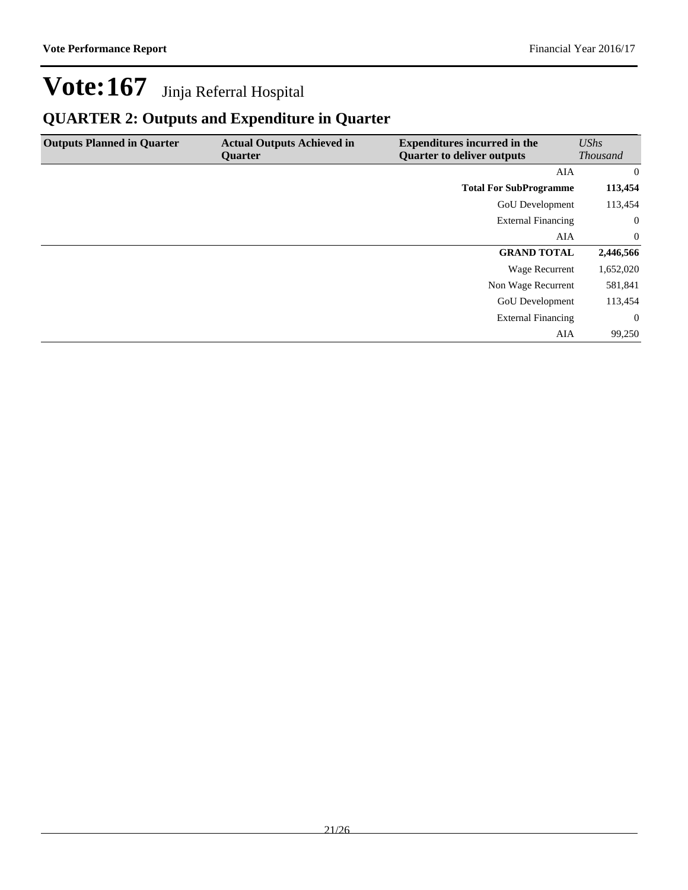# Vote:167 Jinja Referral Hospital

## QUARTER 2: Outputs and Expenditure in Quarter

| Outputs Planned in Quarter | Actual Outputs Achieved in Quarter | Expenditures incurred in the Quarter to deliver outputs | *UShs Thousand* |
|---|---|---|---|
| | | AIA | 0 |
| | | **Total For SubProgramme** | **113,454** |
| | | GoU Development | 113,454 |
| | | External Financing | 0 |
| | | AIA | 0 |
| | | **GRAND TOTAL** | **2,446,566** |
| | | Wage Recurrent | 1,652,020 |
| | | Non Wage Recurrent | 581,841 |
| | | GoU Development | 113,454 |
| | | External Financing | 0 |
| | | AIA | 99,250 |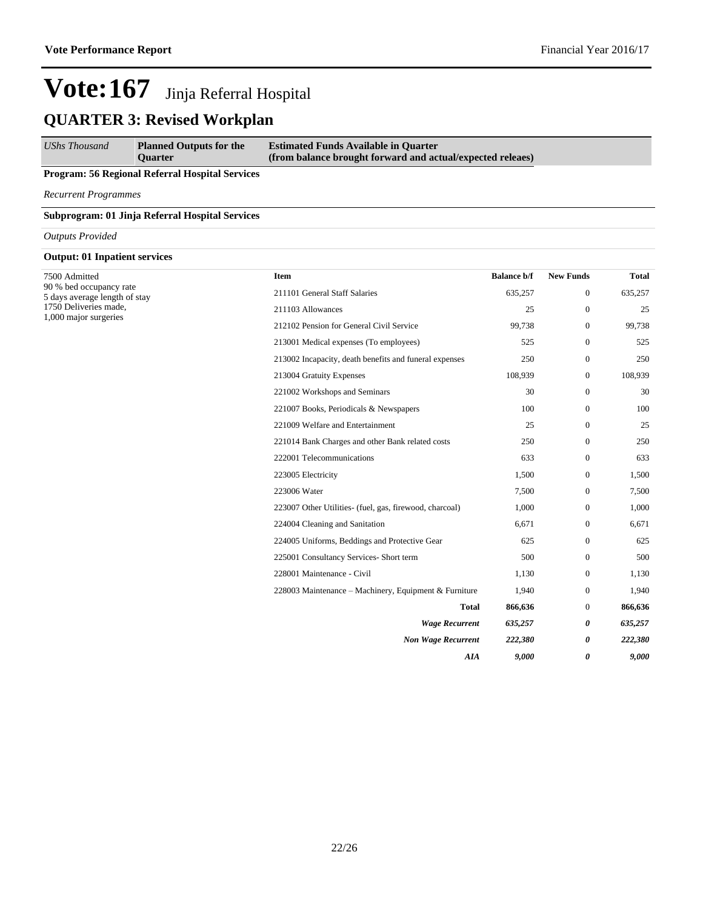# Vote:167 Jinja Referral Hospital

## QUARTER 3: Revised Workplan

| *UShs Thousand* | **Planned Outputs for the Quarter** | **Estimated Funds Available in Quarter (from balance brought forward and actual/expected releaes)** |
|---|---|---|

**Program: 56 Regional Referral Hospital Services**

*Recurrent Programmes*

**Subprogram: 01 Jinja Referral Hospital Services**

*Outputs Provided*

**Output: 01 Inpatient services**

7500 Admitted
90 % bed occupancy rate
5 days average length of stay
1750 Deliveries made,
1,000 major surgeries

| Item | Balance b/f | New Funds | Total |
|---|---|---|---|
| 211101 General Staff Salaries | 635,257 | 0 | 635,257 |
| 211103 Allowances | 25 | 0 | 25 |
| 212102 Pension for General Civil Service | 99,738 | 0 | 99,738 |
| 213001 Medical expenses (To employees) | 525 | 0 | 525 |
| 213002 Incapacity, death benefits and funeral expenses | 250 | 0 | 250 |
| 213004 Gratuity Expenses | 108,939 | 0 | 108,939 |
| 221002 Workshops and Seminars | 30 | 0 | 30 |
| 221007 Books, Periodicals & Newspapers | 100 | 0 | 100 |
| 221009 Welfare and Entertainment | 25 | 0 | 25 |
| 221014 Bank Charges and other Bank related costs | 250 | 0 | 250 |
| 222001 Telecommunications | 633 | 0 | 633 |
| 223005 Electricity | 1,500 | 0 | 1,500 |
| 223006 Water | 7,500 | 0 | 7,500 |
| 223007 Other Utilities- (fuel, gas, firewood, charcoal) | 1,000 | 0 | 1,000 |
| 224004 Cleaning and Sanitation | 6,671 | 0 | 6,671 |
| 224005 Uniforms, Beddings and Protective Gear | 625 | 0 | 625 |
| 225001 Consultancy Services- Short term | 500 | 0 | 500 |
| 228001 Maintenance - Civil | 1,130 | 0 | 1,130 |
| 228003 Maintenance – Machinery, Equipment & Furniture | 1,940 | 0 | 1,940 |
| **Total** | **866,636** | 0 | **866,636** |
| ***Wage Recurrent*** | ***635,257*** | ***0*** | ***635,257*** |
| ***Non Wage Recurrent*** | ***222,380*** | ***0*** | ***222,380*** |
| ***AIA*** | ***9,000*** | ***0*** | ***9,000*** |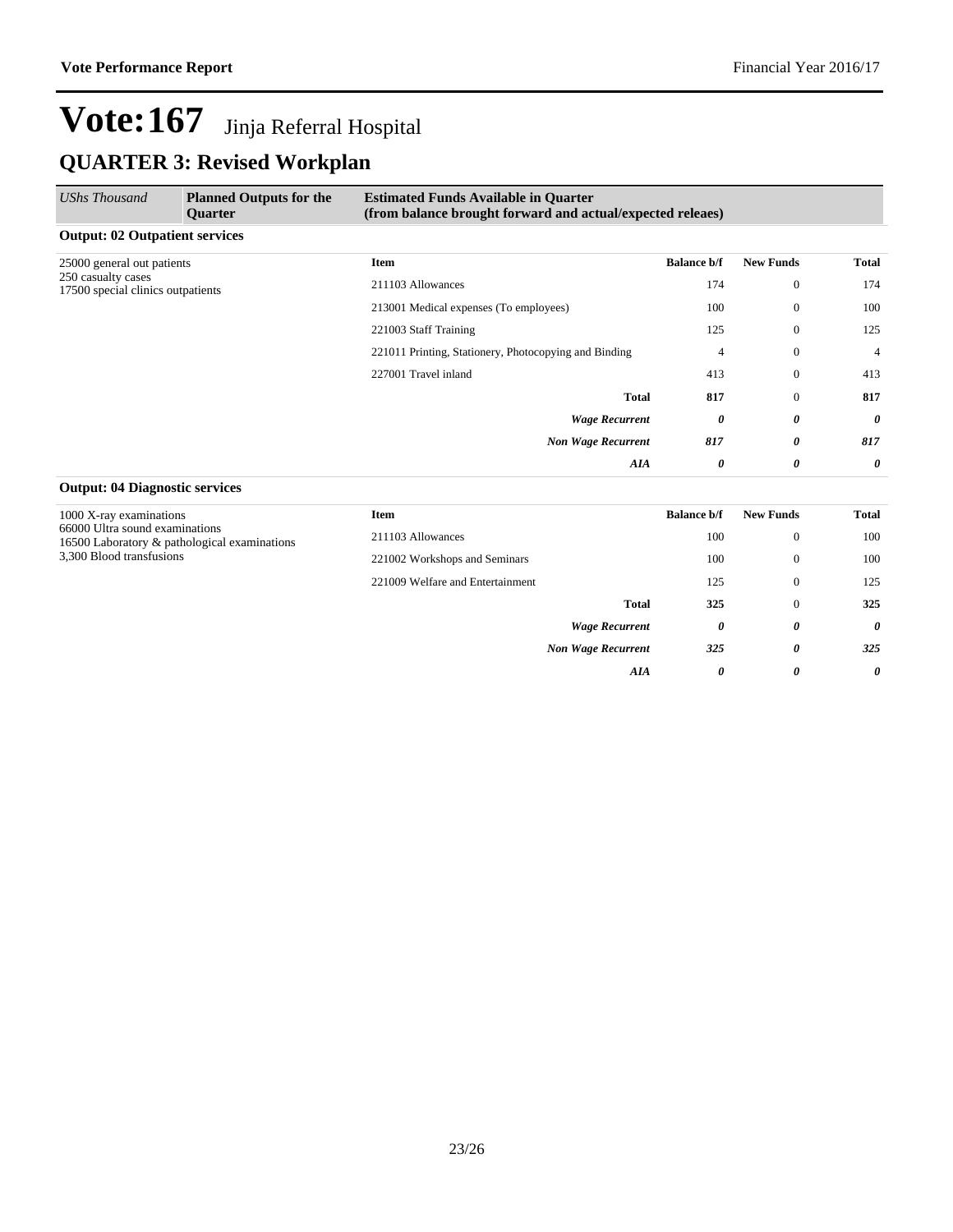# Vote:167 Jinja Referral Hospital

## QUARTER 3: Revised Workplan

| *UShs Thousand* | **Planned Outputs for the Quarter** | **Estimated Funds Available in Quarter (from balance brought forward and actual/expected releaes)** | | | |
|---|---|---|---|---|---|

**Output: 02 Outpatient services**

| Planned Outputs | Item | Balance b/f | New Funds | Total |
|---|---|---|---|---|
| 25000 general out patients<br>250 casualty cases<br>17500 special clinics outpatients | 211103 Allowances | 174 | 0 | 174 |
| | 213001 Medical expenses (To employees) | 100 | 0 | 100 |
| | 221003 Staff Training | 125 | 0 | 125 |
| | 221011 Printing, Stationery, Photocopying and Binding | 4 | 0 | 4 |
| | 227001 Travel inland | 413 | 0 | 413 |
| | **Total** | **817** | 0 | **817** |
| | ***Wage Recurrent*** | ***0*** | ***0*** | ***0*** |
| | ***Non Wage Recurrent*** | ***817*** | ***0*** | ***817*** |
| | ***AIA*** | ***0*** | ***0*** | ***0*** |

**Output: 04 Diagnostic services**

| Planned Outputs | Item | Balance b/f | New Funds | Total |
|---|---|---|---|---|
| 1000 X-ray examinations<br>66000 Ultra sound examinations<br>16500 Laboratory & pathological examinations<br>3,300 Blood transfusions | 211103 Allowances | 100 | 0 | 100 |
| | 221002 Workshops and Seminars | 100 | 0 | 100 |
| | 221009 Welfare and Entertainment | 125 | 0 | 125 |
| | **Total** | **325** | 0 | **325** |
| | ***Wage Recurrent*** | ***0*** | ***0*** | ***0*** |
| | ***Non Wage Recurrent*** | ***325*** | ***0*** | ***325*** |
| | ***AIA*** | ***0*** | ***0*** | ***0*** |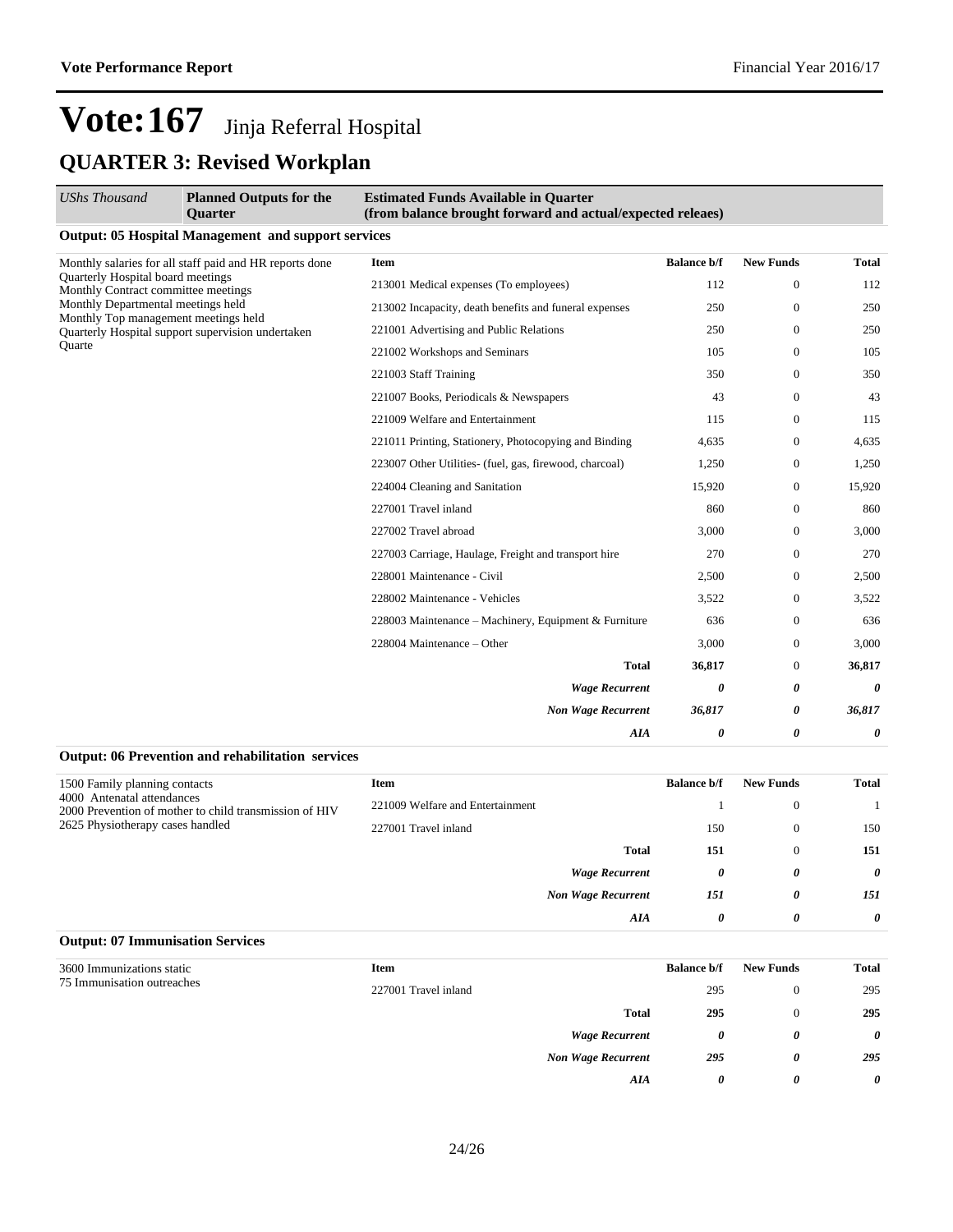# Vote:167 Jinja Referral Hospital

## QUARTER 3: Revised Workplan

| *UShs Thousand* | **Planned Outputs for the Quarter** | **Estimated Funds Available in Quarter (from balance brought forward and actual/expected releaes)** | | | |
|---|---|---|---|---|---|

### Output: 05 Hospital Management and support services

Monthly salaries for all staff paid and HR reports done
Quarterly Hospital board meetings
Monthly Contract committee meetings
Monthly Departmental meetings held
Monthly Top management meetings held
Quarterly Hospital support supervision undertaken
Quarte

| Item | Balance b/f | New Funds | Total |
|---|---|---|---|
| 213001 Medical expenses (To employees) | 112 | 0 | 112 |
| 213002 Incapacity, death benefits and funeral expenses | 250 | 0 | 250 |
| 221001 Advertising and Public Relations | 250 | 0 | 250 |
| 221002 Workshops and Seminars | 105 | 0 | 105 |
| 221003 Staff Training | 350 | 0 | 350 |
| 221007 Books, Periodicals & Newspapers | 43 | 0 | 43 |
| 221009 Welfare and Entertainment | 115 | 0 | 115 |
| 221011 Printing, Stationery, Photocopying and Binding | 4,635 | 0 | 4,635 |
| 223007 Other Utilities- (fuel, gas, firewood, charcoal) | 1,250 | 0 | 1,250 |
| 224004 Cleaning and Sanitation | 15,920 | 0 | 15,920 |
| 227001 Travel inland | 860 | 0 | 860 |
| 227002 Travel abroad | 3,000 | 0 | 3,000 |
| 227003 Carriage, Haulage, Freight and transport hire | 270 | 0 | 270 |
| 228001 Maintenance - Civil | 2,500 | 0 | 2,500 |
| 228002 Maintenance - Vehicles | 3,522 | 0 | 3,522 |
| 228003 Maintenance – Machinery, Equipment & Furniture | 636 | 0 | 636 |
| 228004 Maintenance – Other | 3,000 | 0 | 3,000 |
| **Total** | **36,817** | 0 | **36,817** |
| ***Wage Recurrent*** | ***0*** | ***0*** | ***0*** |
| ***Non Wage Recurrent*** | ***36,817*** | ***0*** | ***36,817*** |
| ***AIA*** | ***0*** | ***0*** | ***0*** |

### Output: 06 Prevention and rehabilitation services

1500 Family planning contacts
4000 Antenatal attendances
2000 Prevention of mother to child transmission of HIV
2625 Physiotherapy cases handled

| Item | Balance b/f | New Funds | Total |
|---|---|---|---|
| 221009 Welfare and Entertainment | 1 | 0 | 1 |
| 227001 Travel inland | 150 | 0 | 150 |
| **Total** | **151** | 0 | **151** |
| ***Wage Recurrent*** | ***0*** | ***0*** | ***0*** |
| ***Non Wage Recurrent*** | ***151*** | ***0*** | ***151*** |
| ***AIA*** | ***0*** | ***0*** | ***0*** |

### Output: 07 Immunisation Services

3600 Immunizations static
75 Immunisation outreaches

| Item | Balance b/f | New Funds | Total |
|---|---|---|---|
| 227001 Travel inland | 295 | 0 | 295 |
| **Total** | **295** | 0 | **295** |
| ***Wage Recurrent*** | ***0*** | ***0*** | ***0*** |
| ***Non Wage Recurrent*** | ***295*** | ***0*** | ***295*** |
| ***AIA*** | ***0*** | ***0*** | ***0*** |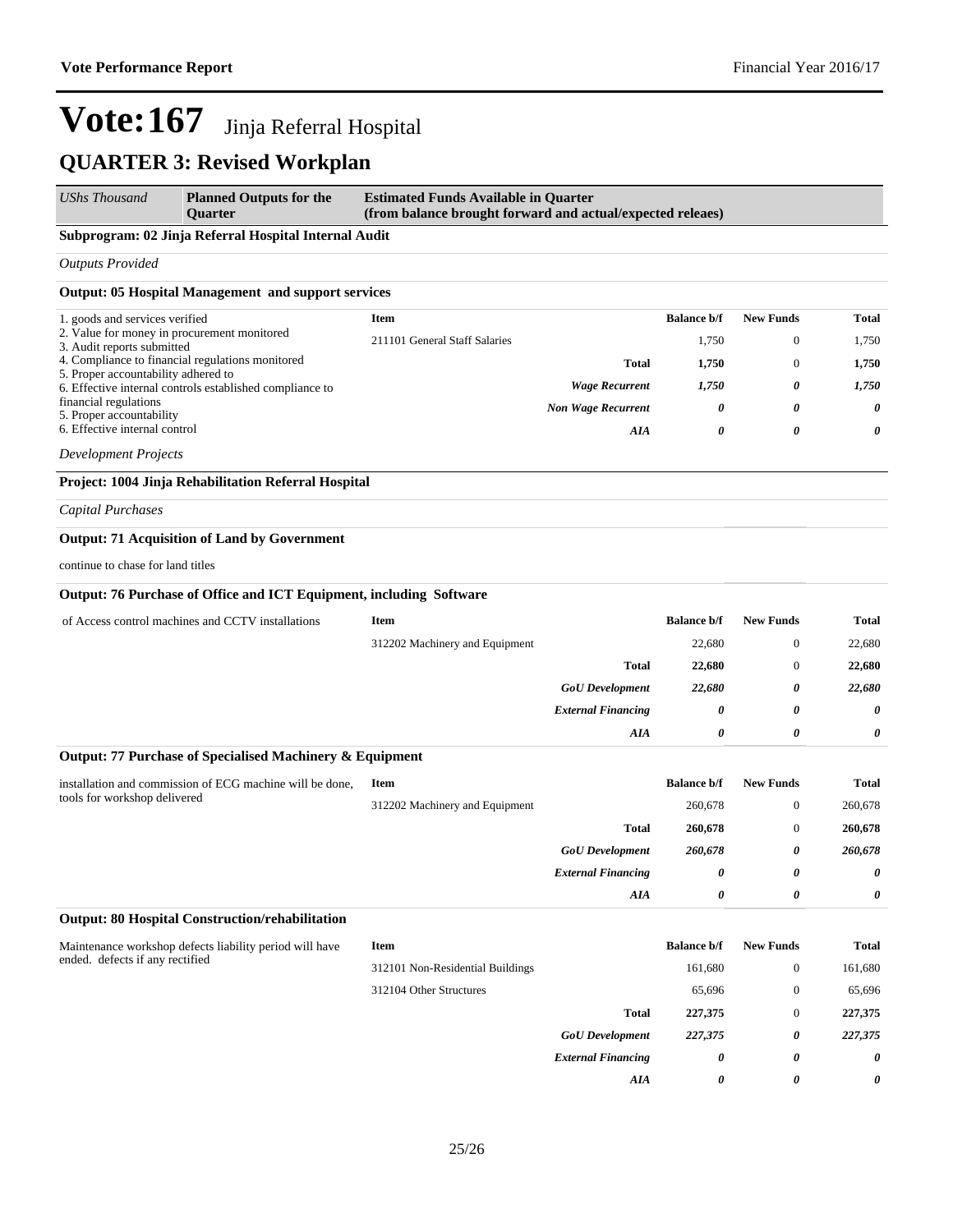# Vote:167 Jinja Referral Hospital

## QUARTER 3: Revised Workplan

| *UShs Thousand* | **Planned Outputs for the Quarter** | **Estimated Funds Available in Quarter (from balance brought forward and actual/expected releaes)** |
|---|---|---|

**Subprogram: 02 Jinja Referral Hospital Internal Audit**

*Outputs Provided*

**Output: 05 Hospital Management and support services**

1. goods and services verified
2. Value for money in procurement monitored
3. Audit reports submitted
4. Compliance to financial regulations monitored
5. Proper accountability adhered to
6. Effective internal controls established compliance to financial regulations
5. Proper accountability
6. Effective internal control

| Item | Balance b/f | New Funds | Total |
|---|---|---|---|
| 211101 General Staff Salaries | 1,750 | 0 | 1,750 |
| **Total** | **1,750** | 0 | **1,750** |
| ***Wage Recurrent*** | ***1,750*** | ***0*** | ***1,750*** |
| ***Non Wage Recurrent*** | ***0*** | ***0*** | ***0*** |
| ***AIA*** | ***0*** | ***0*** | ***0*** |

*Development Projects*

**Project: 1004 Jinja Rehabilitation Referral Hospital**

*Capital Purchases*

**Output: 71 Acquisition of Land by Government**

continue to chase for land titles

**Output: 76 Purchase of Office and ICT Equipment, including Software**

of Access control machines and CCTV installations

| Item | Balance b/f | New Funds | Total |
|---|---|---|---|
| 312202 Machinery and Equipment | 22,680 | 0 | 22,680 |
| **Total** | **22,680** | 0 | **22,680** |
| ***GoU Development*** | ***22,680*** | ***0*** | ***22,680*** |
| ***External Financing*** | ***0*** | ***0*** | ***0*** |
| ***AIA*** | ***0*** | ***0*** | ***0*** |

**Output: 77 Purchase of Specialised Machinery & Equipment**

installation and commission of ECG machine will be done, tools for workshop delivered

| Item | Balance b/f | New Funds | Total |
|---|---|---|---|
| 312202 Machinery and Equipment | 260,678 | 0 | 260,678 |
| **Total** | **260,678** | 0 | **260,678** |
| ***GoU Development*** | ***260,678*** | ***0*** | ***260,678*** |
| ***External Financing*** | ***0*** | ***0*** | ***0*** |
| ***AIA*** | ***0*** | ***0*** | ***0*** |

**Output: 80 Hospital Construction/rehabilitation**

Maintenance workshop defects liability period will have ended. defects if any rectified

| Item | Balance b/f | New Funds | Total |
|---|---|---|---|
| 312101 Non-Residential Buildings | 161,680 | 0 | 161,680 |
| 312104 Other Structures | 65,696 | 0 | 65,696 |
| **Total** | **227,375** | 0 | **227,375** |
| ***GoU Development*** | ***227,375*** | ***0*** | ***227,375*** |
| ***External Financing*** | ***0*** | ***0*** | ***0*** |
| ***AIA*** | ***0*** | ***0*** | ***0*** |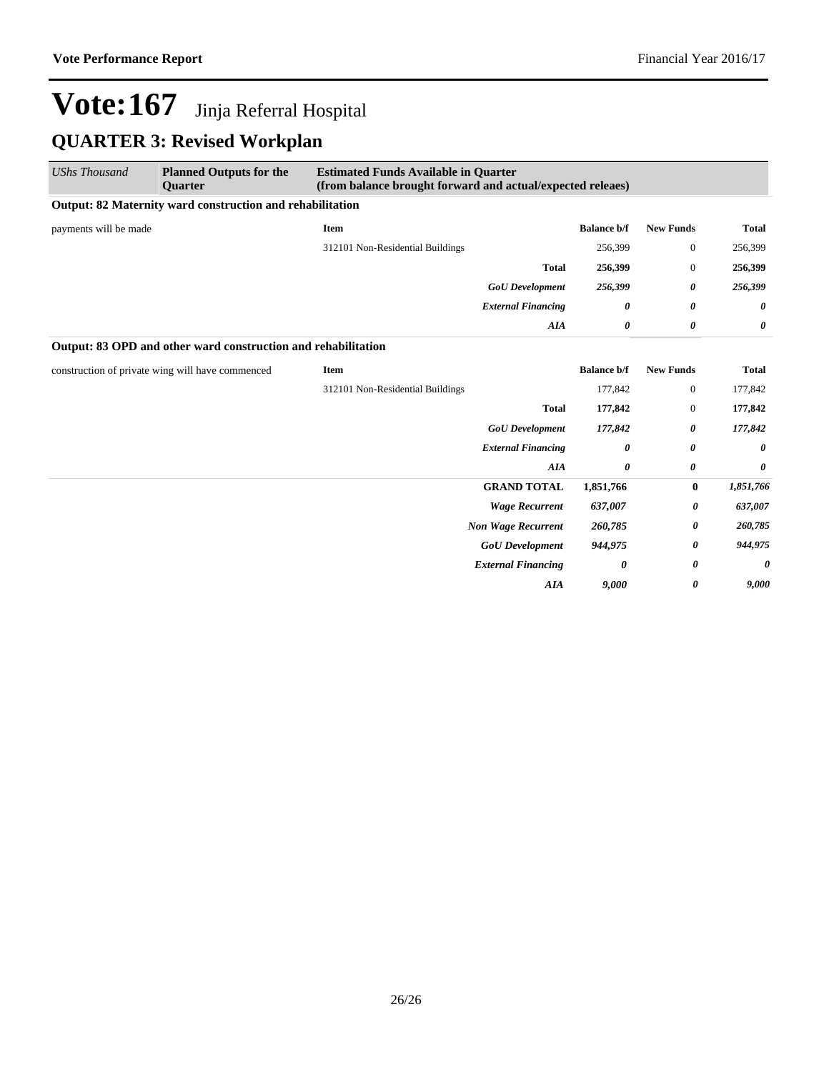# Vote:167 Jinja Referral Hospital

## QUARTER 3: Revised Workplan

| *UShs Thousand* | **Planned Outputs for the Quarter** | **Estimated Funds Available in Quarter (from balance brought forward and actual/expected releaes)** | | | |
|---|---|---|---|---|---|
| **Output: 82 Maternity ward construction and rehabilitation** | | | | | |
| payments will be made | | **Item** | **Balance b/f** | **New Funds** | **Total** |
| | | 312101 Non-Residential Buildings | 256,399 | 0 | 256,399 |
| | | **Total** | **256,399** | 0 | **256,399** |
| | | ***GoU Development*** | ***256,399*** | ***0*** | ***256,399*** |
| | | ***External Financing*** | ***0*** | ***0*** | ***0*** |
| | | ***AIA*** | ***0*** | ***0*** | ***0*** |
| **Output: 83 OPD and other ward construction and rehabilitation** | | | | | |
| construction of private wing will have commenced | | **Item** | **Balance b/f** | **New Funds** | **Total** |
| | | 312101 Non-Residential Buildings | 177,842 | 0 | 177,842 |
| | | **Total** | **177,842** | 0 | **177,842** |
| | | ***GoU Development*** | ***177,842*** | ***0*** | ***177,842*** |
| | | ***External Financing*** | ***0*** | ***0*** | ***0*** |
| | | ***AIA*** | ***0*** | ***0*** | ***0*** |
| | | **GRAND TOTAL** | **1,851,766** | **0** | ***1,851,766*** |
| | | ***Wage Recurrent*** | ***637,007*** | ***0*** | ***637,007*** |
| | | ***Non Wage Recurrent*** | ***260,785*** | ***0*** | ***260,785*** |
| | | ***GoU Development*** | ***944,975*** | ***0*** | ***944,975*** |
| | | ***External Financing*** | ***0*** | ***0*** | ***0*** |
| | | ***AIA*** | ***9,000*** | ***0*** | ***9,000*** |